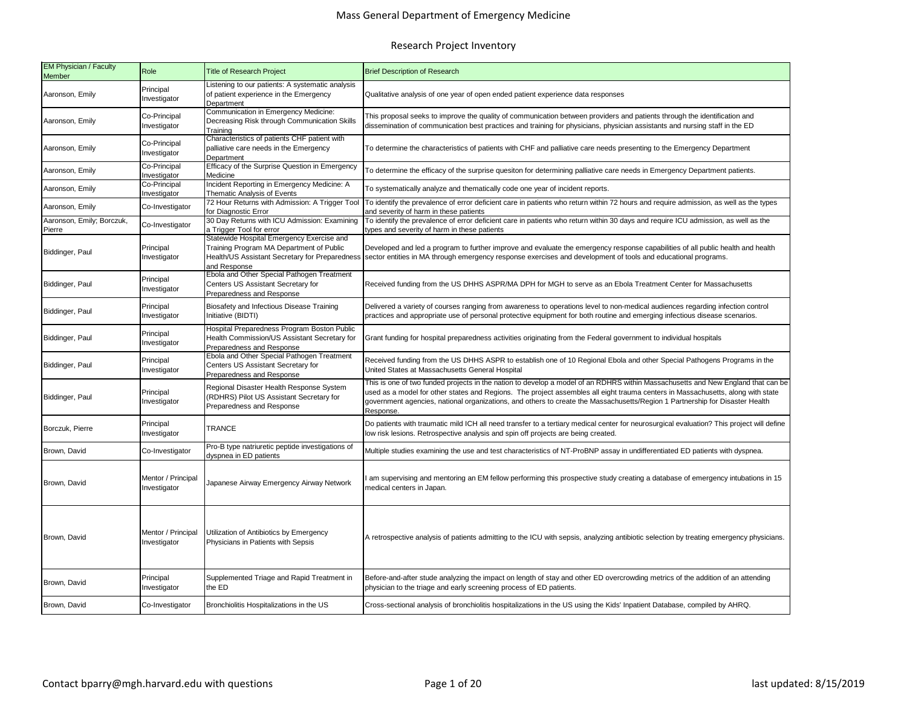# Mass General Department of Emergency Medicine

## Research Project Inventory

| EM Physician / Faculty Member | Role | Title of Research Project | Brief Description of Research |
|---|---|---|---|
| Aaronson, Emily | Principal Investigator | Listening to our patients: A systematic analysis of patient experience in the Emergency Department | Qualitative analysis of one year of open ended patient experience data responses |
| Aaronson, Emily | Co-Principal Investigator | Communication in Emergency Medicine: Decreasing Risk through Communication Skills Training | This proposal seeks to improve the quality of communication between providers and patients through the identification and dissemination of communication best practices and training for physicians, physician assistants and nursing staff in the ED |
| Aaronson, Emily | Co-Principal Investigator | Characteristics of patients CHF patient with palliative care needs in the Emergency Department | To determine the characteristics of patients with CHF and palliative care needs presenting to the Emergency Department |
| Aaronson, Emily | Co-Principal Investigator | Efficacy of the Surprise Question in Emergency Medicine | To determine the efficacy of the surprise quesiton for determining palliative care needs in Emergency Department patients. |
| Aaronson, Emily | Co-Principal Investigator | Incident Reporting in Emergency Medicine: A Thematic Analysis of Events | To systematically analyze and thematically code one year of incident reports. |
| Aaronson, Emily | Co-Investigator | 72 Hour Returns with Admission: A Trigger Tool for Diagnostic Error | To identify the prevalence of error deficient care in patients who return within 72 hours and require admission, as well as the types and severity of harm in these patients |
| Aaronson, Emily; Borczuk, Pierre | Co-Investigator | 30 Day Returns with ICU Admission: Examining a Trigger Tool for error | To identify the prevalence of error deficient care in patients who return within 30 days and require ICU admission, as well as the types and severity of harm in these patients |
| Biddinger, Paul | Principal Investigator | Statewide Hospital Emergency Exercise and Training Program MA Department of Public Health/US Assistant Secretary for Preparedness and Response | Developed and led a program to further improve and evaluate the emergency response capabilities of all public health and health sector entities in MA through emergency response exercises and development of tools and educational programs. |
| Biddinger, Paul | Principal Investigator | Ebola and Other Special Pathogen Treatment Centers US Assistant Secretary for Preparedness and Response | Received funding from the US DHHS ASPR/MA DPH for MGH to serve as an Ebola Treatment Center for Massachusetts |
| Biddinger, Paul | Principal Investigator | Biosafety and Infectious Disease Training Initiative (BIDTI) | Delivered a variety of courses ranging from awareness to operations level to non-medical audiences regarding infection control practices and appropriate use of personal protective equipment for both routine and emerging infectious disease scenarios. |
| Biddinger, Paul | Principal Investigator | Hospital Preparedness Program Boston Public Health Commission/US Assistant Secretary for Preparedness and Response | Grant funding for hospital preparedness activities originating from the Federal government to individual hospitals |
| Biddinger, Paul | Principal Investigator | Ebola and Other Special Pathogen Treatment Centers US Assistant Secretary for Preparedness and Response | Received funding from the US DHHS ASPR to establish one of 10 Regional Ebola and other Special Pathogens Programs in the United States at Massachusetts General Hospital |
| Biddinger, Paul | Principal Investigator | Regional Disaster Health Response System (RDHRS) Pilot US Assistant Secretary for Preparedness and Response | This is one of two funded projects in the nation to develop a model of an RDHRS within Massachusetts and New England that can be used as a model for other states and Regions. The project assembles all eight trauma centers in Massachusetts, along with state government agencies, national organizations, and others to create the Massachusetts/Region 1 Partnership for Disaster Health Response. |
| Borczuk, Pierre | Principal Investigator | TRANCE | Do patients with traumatic mild ICH all need transfer to a tertiary medical center for neurosurgical evaluation? This project will define low risk lesions. Retrospective analysis and spin off projects are being created. |
| Brown, David | Co-Investigator | Pro-B type natriuretic peptide investigations of dyspnea in ED patients | Multiple studies examining the use and test characteristics of NT-ProBNP assay in undifferentiated ED patients with dyspnea. |
| Brown, David | Mentor / Principal Investigator | Japanese Airway Emergency Airway Network | I am supervising and mentoring an EM fellow performing this prospective study creating a database of emergency intubations in 15 medical centers in Japan. |
| Brown, David | Mentor / Principal Investigator | Utilization of Antibiotics by Emergency Physicians in Patients with Sepsis | A retrospective analysis of patients admitting to the ICU with sepsis, analyzing antibiotic selection by treating emergency physicians. |
| Brown, David | Principal Investigator | Supplemented Triage and Rapid Treatment in the ED | Before-and-after stude analyzing the impact on length of stay and other ED overcrowding metrics of the addition of an attending physician to the triage and early screening process of ED patients. |
| Brown, David | Co-Investigator | Bronchiolitis Hospitalizations in the US | Cross-sectional analysis of bronchiolitis hospitalizations in the US using the Kids' Inpatient Database, compiled by AHRQ. |

Contact bparry@mgh.harvard.edu with questions

last updated: 8/15/2019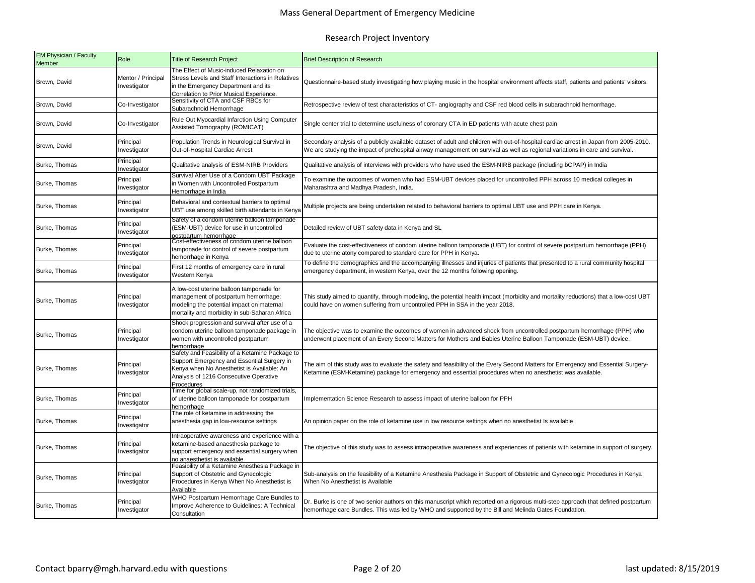# Mass General Department of Emergency Medicine

## Research Project Inventory

| EM Physician / Faculty Member | Role | Title of Research Project | Brief Description of Research |
|---|---|---|---|
| Brown, David | Mentor / Principal Investigator | The Effect of Music-induced Relaxation on Stress Levels and Staff Interactions in Relatives in the Emergency Department and its Correlation to Prior Musical Experience. | Questionnaire-based study investigating how playing music in the hospital environment affects staff, patients and patients' visitors. |
| Brown, David | Co-Investigator | Sensitivity of CTA and CSF RBCs for Subarachnoid Hemorrhage | Retrospective review of test characteristics of CT- angiography and CSF red blood cells in subarachnoid hemorrhage. |
| Brown, David | Co-Investigator | Rule Out Myocardial Infarction Using Computer Assisted Tomography (ROMICAT) | Single center trial to determine usefulness of coronary CTA in ED patients with acute chest pain |
| Brown, David | Principal Investigator | Population Trends in Neurological Survival in Out-of-Hospital Cardiac Arrest | Secondary analysis of a publicly available dataset of adult and children with out-of-hospital cardiac arrest in Japan from 2005-2010. We are studying the impact of prehospital airway management on survival as well as regional variations in care and survival. |
| Burke, Thomas | Principal Investigator | Qualitative analysis of ESM-NIRB Providers | Qualitative analysis of interviews with providers who have used the ESM-NIRB package (including bCPAP) in India |
| Burke, Thomas | Principal Investigator | Survival After Use of a Condom UBT Package in Women with Uncontrolled Postpartum Hemorrhage in India | To examine the outcomes of women who had ESM-UBT devices placed for uncontrolled PPH across 10 medical colleges in Maharashtra and Madhya Pradesh, India. |
| Burke, Thomas | Principal Investigator | Behavioral and contextual barriers to optimal UBT use among skilled birth attendants in Kenya | Multiple projects are being undertaken related to behavioral barriers to optimal UBT use and PPH care in Kenya. |
| Burke, Thomas | Principal Investigator | Safety of a condom uterine balloon tamponade (ESM-UBT) device for use in uncontrolled postpartum hemorrhage | Detailed review of UBT safety data in Kenya and SL |
| Burke, Thomas | Principal Investigator | Cost-effectiveness of condom uterine balloon tamponade for control of severe postpartum hemorrhage in Kenya | Evaluate the cost-effectiveness of condom uterine balloon tamponade (UBT) for control of severe postpartum hemorrhage (PPH) due to uterine atony compared to standard care for PPH in Kenya. |
| Burke, Thomas | Principal Investigator | First 12 months of emergency care in rural Western Kenya | To define the demographics and the accompanying illnesses and injuries of patients that presented to a rural community hospital emergency department, in western Kenya, over the 12 months following opening. |
| Burke, Thomas | Principal Investigator | A low-cost uterine balloon tamponade for management of postpartum hemorrhage: modeling the potential impact on maternal mortality and morbidity in sub-Saharan Africa | This study aimed to quantify, through modeling, the potential health impact (morbidity and mortality reductions) that a low-cost UBT could have on women suffering from uncontrolled PPH in SSA in the year 2018. |
| Burke, Thomas | Principal Investigator | Shock progression and survival after use of a condom uterine balloon tamponade package in women with uncontrolled postpartum hemorrhage | The objective was to examine the outcomes of women in advanced shock from uncontrolled postpartum hemorrhage (PPH) who underwent placement of an Every Second Matters for Mothers and Babies Uterine Balloon Tamponade (ESM-UBT) device. |
| Burke, Thomas | Principal Investigator | Safety and Feasibility of a Ketamine Package to Support Emergency and Essential Surgery in Kenya when No Anesthetist is Available: An Analysis of 1216 Consecutive Operative Procedures | The aim of this study was to evaluate the safety and feasibility of the Every Second Matters for Emergency and Essential Surgery-Ketamine (ESM-Ketamine) package for emergency and essential procedures when no anesthetist was available. |
| Burke, Thomas | Principal Investigator | Time for global scale-up, not randomized trials, of uterine balloon tamponade for postpartum hemorrhage | Implementation Science Research to assess impact of uterine balloon for PPH |
| Burke, Thomas | Principal Investigator | The role of ketamine in addressing the anesthesia gap in low-resource settings | An opinion paper on the role of ketamine use in low resource settings when no anesthetist Is available |
| Burke, Thomas | Principal Investigator | Intraoperative awareness and experience with a ketamine-based anaesthesia package to support emergency and essential surgery when no anaesthetist is available | The objective of this study was to assess intraoperative awareness and experiences of patients with ketamine in support of surgery. |
| Burke, Thomas | Principal Investigator | Feasibility of a Ketamine Anesthesia Package in Support of Obstetric and Gynecologic Procedures in Kenya When No Anesthetist is Available | Sub-analysis on the feasibility of a Ketamine Anesthesia Package in Support of Obstetric and Gynecologic Procedures in Kenya When No Anesthetist is Available |
| Burke, Thomas | Principal Investigator | WHO Postpartum Hemorrhage Care Bundles to Improve Adherence to Guidelines: A Technical Consultation | Dr. Burke is one of two senior authors on this manuscript which reported on a rigorous multi-step approach that defined postpartum hemorrhage care Bundles. This was led by WHO and supported by the Bill and Melinda Gates Foundation. |

Contact bparry@mgh.harvard.edu with questions

last updated: 8/15/2019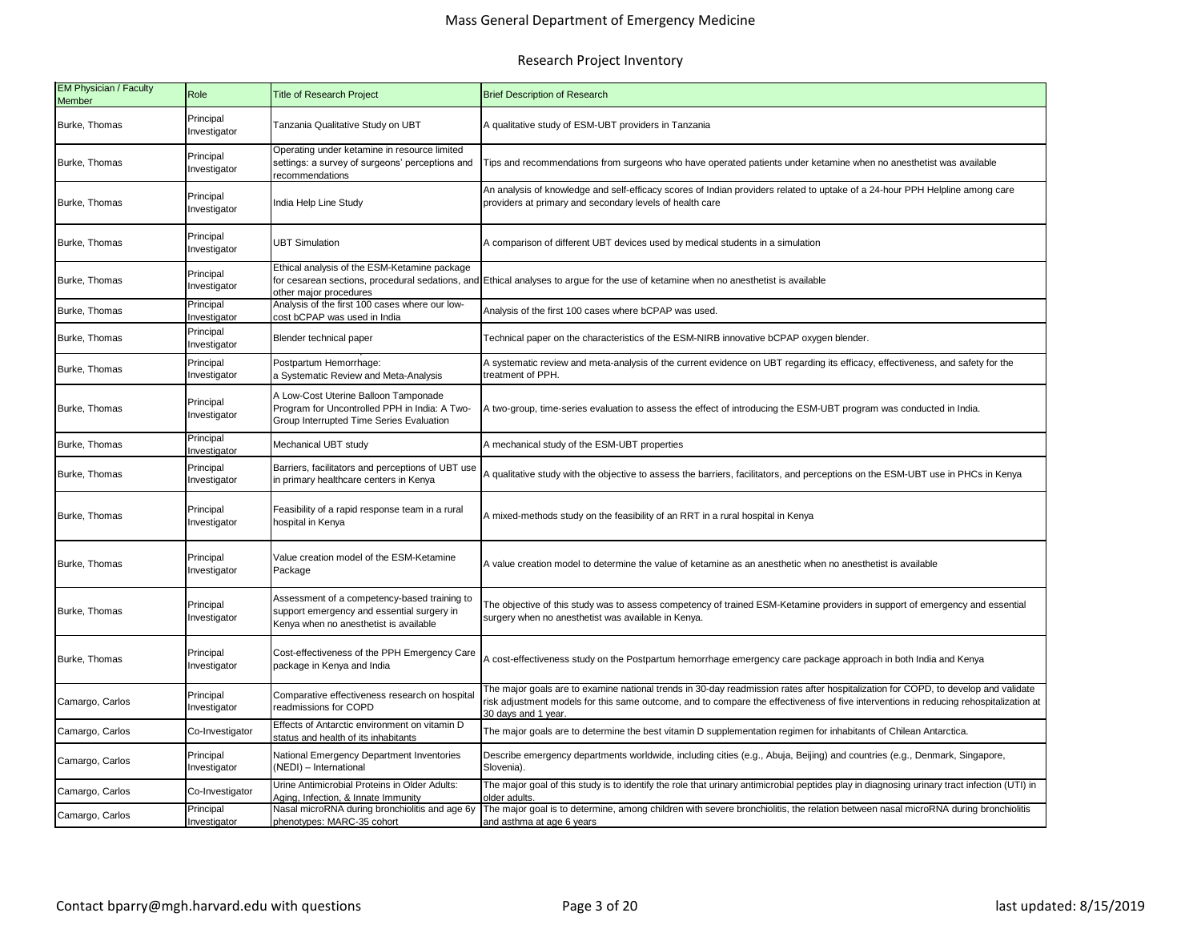# Mass General Department of Emergency Medicine

## Research Project Inventory

| EM Physician / Faculty Member | Role | Title of Research Project | Brief Description of Research |
|---|---|---|---|
| Burke, Thomas | Principal Investigator | Tanzania Qualitative Study on UBT | A qualitative study of ESM-UBT providers in Tanzania |
| Burke, Thomas | Principal Investigator | Operating under ketamine in resource limited settings: a survey of surgeons' perceptions and recommendations | Tips and recommendations from surgeons who have operated patients under ketamine when no anesthetist was available |
| Burke, Thomas | Principal Investigator | India Help Line Study | An analysis of knowledge and self-efficacy scores of Indian providers related to uptake of a 24-hour PPH Helpline among care providers at primary and secondary levels of health care |
| Burke, Thomas | Principal Investigator | UBT Simulation | A comparison of different UBT devices used by medical students in a simulation |
| Burke, Thomas | Principal Investigator | Ethical analysis of the ESM-Ketamine package for cesarean sections, procedural sedations, and other major procedures | Ethical analyses to argue for the use of ketamine when no anesthetist is available |
| Burke, Thomas | Principal Investigator | Analysis of the first 100 cases where our low-cost bCPAP was used in India | Analysis of the first 100 cases where bCPAP was used. |
| Burke, Thomas | Principal Investigator | Blender technical paper | Technical paper on the characteristics of the ESM-NIRB innovative bCPAP oxygen blender. |
| Burke, Thomas | Principal Investigator | Postpartum Hemorrhage: a Systematic Review and Meta-Analysis | A systematic review and meta-analysis of the current evidence on UBT regarding its efficacy, effectiveness, and safety for the treatment of PPH. |
| Burke, Thomas | Principal Investigator | A Low-Cost Uterine Balloon Tamponade Program for Uncontrolled PPH in India: A Two-Group Interrupted Time Series Evaluation | A two-group, time-series evaluation to assess the effect of introducing the ESM-UBT program was conducted in India. |
| Burke, Thomas | Principal Investigator | Mechanical UBT study | A mechanical study of the ESM-UBT properties |
| Burke, Thomas | Principal Investigator | Barriers, facilitators and perceptions of UBT use in primary healthcare centers in Kenya | A qualitative study with the objective to assess the barriers, facilitators, and perceptions on the ESM-UBT use in PHCs in Kenya |
| Burke, Thomas | Principal Investigator | Feasibility of a rapid response team in a rural hospital in Kenya | A mixed-methods study on the feasibility of an RRT in a rural hospital in Kenya |
| Burke, Thomas | Principal Investigator | Value creation model of the ESM-Ketamine Package | A value creation model to determine the value of ketamine as an anesthetic when no anesthetist is available |
| Burke, Thomas | Principal Investigator | Assessment of a competency-based training to support emergency and essential surgery in Kenya when no anesthetist is available | The objective of this study was to assess competency of trained ESM-Ketamine providers in support of emergency and essential surgery when no anesthetist was available in Kenya. |
| Burke, Thomas | Principal Investigator | Cost-effectiveness of the PPH Emergency Care package in Kenya and India | A cost-effectiveness study on the Postpartum hemorrhage emergency care package approach in both India and Kenya |
| Camargo, Carlos | Principal Investigator | Comparative effectiveness research on hospital readmissions for COPD | The major goals are to examine national trends in 30-day readmission rates after hospitalization for COPD, to develop and validate risk adjustment models for this same outcome, and to compare the effectiveness of five interventions in reducing rehospitalization at 30 days and 1 year. |
| Camargo, Carlos | Co-Investigator | Effects of Antarctic environment on vitamin D status and health of its inhabitants | The major goals are to determine the best vitamin D supplementation regimen for inhabitants of Chilean Antarctica. |
| Camargo, Carlos | Principal Investigator | National Emergency Department Inventories (NEDI) – International | Describe emergency departments worldwide, including cities (e.g., Abuja, Beijing) and countries (e.g., Denmark, Singapore, Slovenia). |
| Camargo, Carlos | Co-Investigator | Urine Antimicrobial Proteins in Older Adults: Aging, Infection, & Innate Immunity | The major goal of this study is to identify the role that urinary antimicrobial peptides play in diagnosing urinary tract infection (UTI) in older adults. |
| Camargo, Carlos | Principal Investigator | Nasal microRNA during bronchiolitis and age 6y phenotypes: MARC-35 cohort | The major goal is to determine, among children with severe bronchiolitis, the relation between nasal microRNA during bronchiolitis and asthma at age 6 years |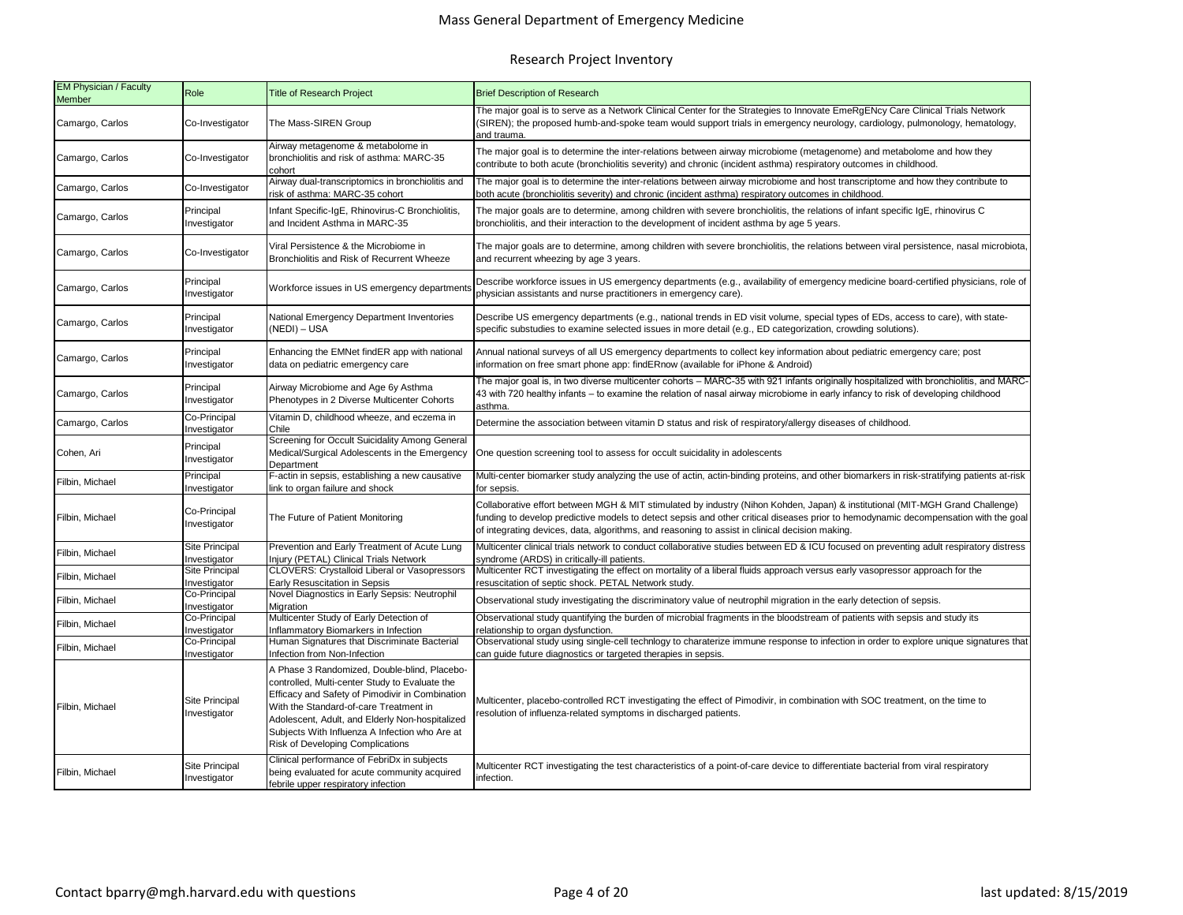Mass General Department of Emergency Medicine

## Research Project Inventory

| EM Physician / Faculty Member | Role | Title of Research Project | Brief Description of Research |
|---|---|---|---|
| Camargo, Carlos | Co-Investigator | The Mass-SIREN Group | The major goal is to serve as a Network Clinical Center for the Strategies to Innovate EmeRgENcy Care Clinical Trials Network (SIREN); the proposed humb-and-spoke team would support trials in emergency neurology, cardiology, pulmonology, hematology, and trauma. |
| Camargo, Carlos | Co-Investigator | Airway metagenome & metabolome in bronchiolitis and risk of asthma: MARC-35 cohort | The major goal is to determine the inter-relations between airway microbiome (metagenome) and metabolome and how they contribute to both acute (bronchiolitis severity) and chronic (incident asthma) respiratory outcomes in childhood. |
| Camargo, Carlos | Co-Investigator | Airway dual-transcriptomics in bronchiolitis and risk of asthma: MARC-35 cohort | The major goal is to determine the inter-relations between airway microbiome and host transcriptome and how they contribute to both acute (bronchiolitis severity) and chronic (incident asthma) respiratory outcomes in childhood. |
| Camargo, Carlos | Principal Investigator | Infant Specific-IgE, Rhinovirus-C Bronchiolitis, and Incident Asthma in MARC-35 | The major goals are to determine, among children with severe bronchiolitis, the relations of infant specific IgE, rhinovirus C bronchiolitis, and their interaction to the development of incident asthma by age 5 years. |
| Camargo, Carlos | Co-Investigator | Viral Persistence & the Microbiome in Bronchiolitis and Risk of Recurrent Wheeze | The major goals are to determine, among children with severe bronchiolitis, the relations between viral persistence, nasal microbiota, and recurrent wheezing by age 3 years. |
| Camargo, Carlos | Principal Investigator | Workforce issues in US emergency departments | Describe workforce issues in US emergency departments (e.g., availability of emergency medicine board-certified physicians, role of physician assistants and nurse practitioners in emergency care). |
| Camargo, Carlos | Principal Investigator | National Emergency Department Inventories (NEDI) – USA | Describe US emergency departments (e.g., national trends in ED visit volume, special types of EDs, access to care), with state-specific substudies to examine selected issues in more detail (e.g., ED categorization, crowding solutions). |
| Camargo, Carlos | Principal Investigator | Enhancing the EMNet findER app with national data on pediatric emergency care | Annual national surveys of all US emergency departments to collect key information about pediatric emergency care; post information on free smart phone app: findERnow (available for iPhone & Android) |
| Camargo, Carlos | Principal Investigator | Airway Microbiome and Age 6y Asthma Phenotypes in 2 Diverse Multicenter Cohorts | The major goal is, in two diverse multicenter cohorts – MARC-35 with 921 infants originally hospitalized with bronchiolitis, and MARC-43 with 720 healthy infants – to examine the relation of nasal airway microbiome in early infancy to risk of developing childhood asthma. |
| Camargo, Carlos | Co-Principal Investigator | Vitamin D, childhood wheeze, and eczema in Chile | Determine the association between vitamin D status and risk of respiratory/allergy diseases of childhood. |
| Cohen, Ari | Principal Investigator | Screening for Occult Suicidality Among General Medical/Surgical Adolescents in the Emergency Department | One question screening tool to assess for occult suicidality in adolescents |
| Filbin, Michael | Principal Investigator | F-actin in sepsis, establishing a new causative link to organ failure and shock | Multi-center biomarker study analyzing the use of actin, actin-binding proteins, and other biomarkers in risk-stratifying patients at-risk for sepsis. |
| Filbin, Michael | Co-Principal Investigator | The Future of Patient Monitoring | Collaborative effort between MGH & MIT stimulated by industry (Nihon Kohden, Japan) & institutional (MIT-MGH Grand Challenge) funding to develop predictive models to detect sepsis and other critical diseases prior to hemodynamic decompensation with the goal of integrating devices, data, algorithms, and reasoning to assist in clinical decision making. |
| Filbin, Michael | Site Principal Investigator | Prevention and Early Treatment of Acute Lung Injury (PETAL) Clinical Trials Network | Multicenter clinical trials network to conduct collaborative studies between ED & ICU focused on preventing adult respiratory distress syndrome (ARDS) in critically-ill patients. |
| Filbin, Michael | Site Principal Investigator | CLOVERS: Crystalloid Liberal or Vasopressors Early Resuscitation in Sepsis | Multicenter RCT investigating the effect on mortality of a liberal fluids approach versus early vasopressor approach for the resuscitation of septic shock. PETAL Network study. |
| Filbin, Michael | Co-Principal Investigator | Novel Diagnostics in Early Sepsis: Neutrophil Migration | Observational study investigating the discriminatory value of neutrophil migration in the early detection of sepsis. |
| Filbin, Michael | Co-Principal Investigator | Multicenter Study of Early Detection of Inflammatory Biomarkers in Infection | Observational study quantifying the burden of microbial fragments in the bloodstream of patients with sepsis and study its relationship to organ dysfunction. |
| Filbin, Michael | Co-Principal Investigator | Human Signatures that Discriminate Bacterial Infection from Non-Infection | Observational study using single-cell technlogy to charaterize immune response to infection in order to explore unique signatures that can guide future diagnostics or targeted therapies in sepsis. |
| Filbin, Michael | Site Principal Investigator | A Phase 3 Randomized, Double-blind, Placebo-controlled, Multi-center Study to Evaluate the Efficacy and Safety of Pimodivir in Combination With the Standard-of-care Treatment in Adolescent, Adult, and Elderly Non-hospitalized Subjects With Influenza A Infection who Are at Risk of Developing Complications | Multicenter, placebo-controlled RCT investigating the effect of Pimodivir, in combination with SOC treatment, on the time to resolution of influenza-related symptoms in discharged patients. |
| Filbin, Michael | Site Principal Investigator | Clinical performance of FebriDx in subjects being evaluated for acute community acquired febrile upper respiratory infection | Multicenter RCT investigating the test characteristics of a point-of-care device to differentiate bacterial from viral respiratory infection. |

Contact bparry@mgh.harvard.edu with questions

last updated: 8/15/2019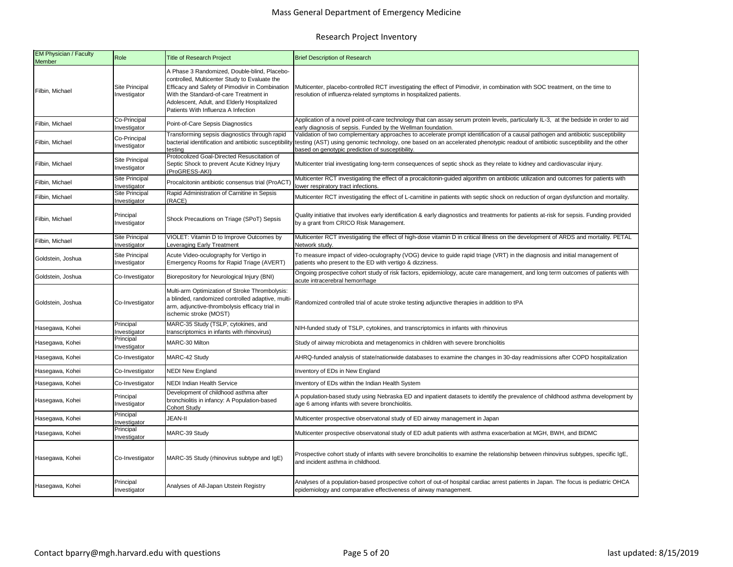| EM Physician / Faculty Member | Role | Title of Research Project | Brief Description of Research |
|---|---|---|---|
| Filbin, Michael | Site Principal Investigator | A Phase 3 Randomized, Double-blind, Placebo-controlled, Multicenter Study to Evaluate the Efficacy and Safety of Pimodivir in Combination With the Standard-of-care Treatment in Adolescent, Adult, and Elderly Hospitalized Patients With Influenza A Infection | Multicenter, placebo-controlled RCT investigating the effect of Pimodivir, in combination with SOC treatment, on the time to resolution of influenza-related symptoms in hospitalized patients. |
| Filbin, Michael | Co-Principal Investigator | Point-of-Care Sepsis Diagnostics | Application of a novel point-of-care technology that can assay serum protein levels, particularly IL-3, at the bedside in order to aid early diagnosis of sepsis. Funded by the Wellman foundation. |
| Filbin, Michael | Co-Principal Investigator | Transforming sepsis diagnostics through rapid bacterial identification and antibiotic susceptibility testing | Validation of two complementary approaches to accelerate prompt identification of a causal pathogen and antibiotic susceptibility testing (AST) using genomic technology, one based on an accelerated phenotypic readout of antibiotic susceptibility and the other based on genotypic prediction of susceptibility. |
| Filbin, Michael | Site Principal Investigator | Protocolized Goal-Directed Resuscitation of Septic Shock to prevent Acute Kidney Injury (ProGRESS-AKI) | Multicenter trial investigating long-term consequences of septic shock as they relate to kidney and cardiovascular injury. |
| Filbin, Michael | Site Principal Investigator | Procalcitonin antibiotic consensus trial (ProACT) | Multicenter RCT investigating the effect of a procalcitonin-guided algorithm on antibiotic utilization and outcomes for patients with lower respiratory tract infections. |
| Filbin, Michael | Site Principal Investigator | Rapid Administration of Carnitine in Sepsis (RACE) | Multicenter RCT investigating the effect of L-carnitine in patients with septic shock on reduction of organ dysfunction and mortality. |
| Filbin, Michael | Principal Investigator | Shock Precautions on Triage (SPoT) Sepsis | Quality initiative that involves early identification & early diagnostics and treatments for patients at-risk for sepsis. Funding provided by a grant from CRICO Risk Management. |
| Filbin, Michael | Site Principal Investigator | VIOLET: Vitamin D to Improve Outcomes by Leveraging Early Treatment | Multicenter RCT investigating the effect of high-dose vitamin D in critical illness on the development of ARDS and mortality. PETAL Network study. |
| Goldstein, Joshua | Site Principal Investigator | Acute Video-oculography for Vertigo in Emergency Rooms for Rapid Triage (AVERT) | To measure impact of video-oculography (VOG) device to guide rapid triage (VRT) in the diagnosis and initial management of patients who present to the ED with vertigo & dizziness. |
| Goldstein, Joshua | Co-Investigator | Biorepository for Neurological Injury (BNI) | Ongoing prospective cohort study of risk factors, epidemiology, acute care management, and long term outcomes of patients with acute intracerebral hemorrhage |
| Goldstein, Joshua | Co-Investigator | Multi-arm Optimization of Stroke Thrombolysis: a blinded, randomized controlled adaptive, multi-arm, adjunctive-thrombolysis efficacy trial in ischemic stroke (MOST) | Randomized controlled trial of acute stroke testing adjunctive therapies in addition to tPA |
| Hasegawa, Kohei | Principal Investigator | MARC-35 Study (TSLP, cytokines, and transcriptomics in infants with rhinovirus) | NIH-funded study of TSLP, cytokines, and transcriptomics in infants with rhinovirus |
| Hasegawa, Kohei | Principal Investigator | MARC-30 Milton | Study of airway microbiota and metagenomics in children with severe bronchiolitis |
| Hasegawa, Kohei | Co-Investigator | MARC-42 Study | AHRQ-funded analysis of state/nationwide databases to examine the changes in 30-day readmissions after COPD hospitalization |
| Hasegawa, Kohei | Co-Investigator | NEDI New England | Inventory of EDs in New England |
| Hasegawa, Kohei | Co-Investigator | NEDI Indian Health Service | Inventory of EDs within the Indian Health System |
| Hasegawa, Kohei | Principal Investigator | Development of childhood asthma after bronchiolitis in infancy: A Population-based Cohort Study | A population-based study using Nebraska ED and inpatient datasets to identify the prevalence of childhood asthma development by age 6 among infants with severe bronchiolitis. |
| Hasegawa, Kohei | Principal Investigator | JEAN-II | Multicenter prospective observatonal study of ED airway management in Japan |
| Hasegawa, Kohei | Principal Investigator | MARC-39 Study | Multicenter prospective observatonal study of ED adult patients with asthma exacerbation at MGH, BWH, and BIDMC |
| Hasegawa, Kohei | Co-Investigator | MARC-35 Study (rhinovirus subtype and IgE) | Prospective cohort study of infants with severe bronciholitis to examine the relationship between rhinovirus subtypes, specific IgE, and incident asthma in childhood. |
| Hasegawa, Kohei | Principal Investigator | Analyses of All-Japan Utstein Registry | Analyses of a population-based prospective cohort of out-of hospital cardiac arrest patients in Japan. The focus is pediatric OHCA epidemiology and comparative effectiveness of airway management. |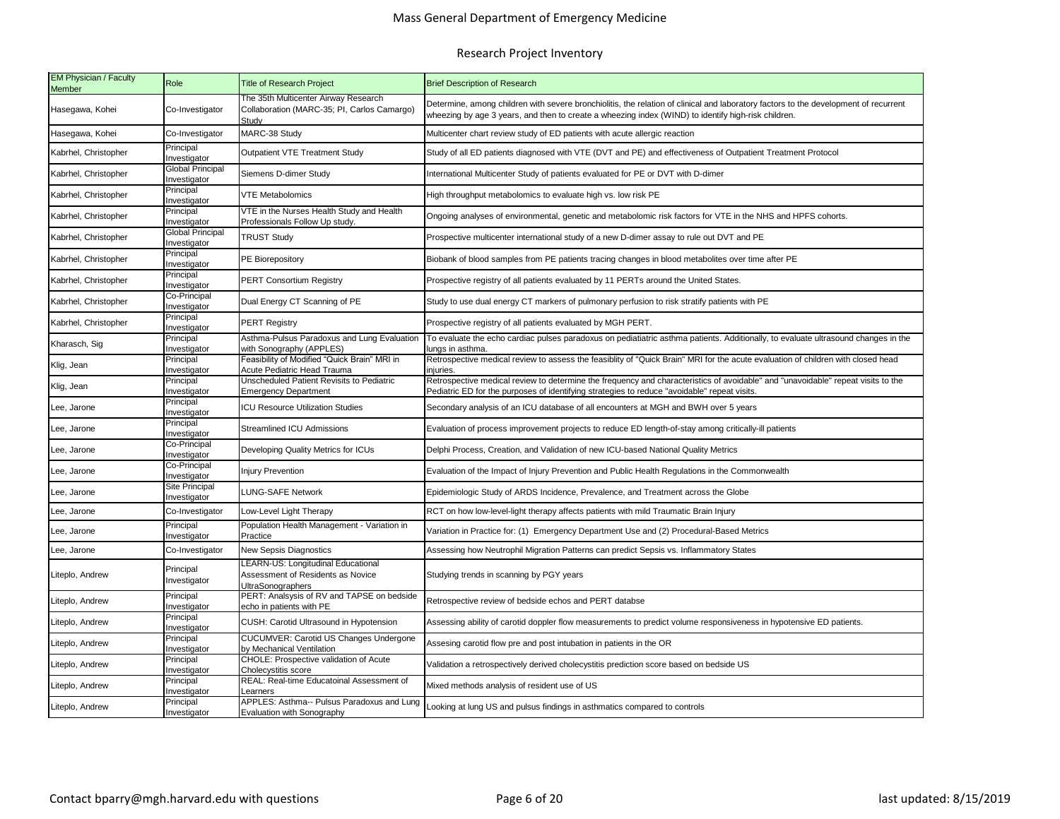# Mass General Department of Emergency Medicine

## Research Project Inventory

| EM Physician / Faculty Member | Role | Title of Research Project | Brief Description of Research |
| --- | --- | --- | --- |
| Hasegawa, Kohei | Co-Investigator | The 35th Multicenter Airway Research Collaboration (MARC-35; PI, Carlos Camargo) Study | Determine, among children with severe bronchiolitis, the relation of clinical and laboratory factors to the development of recurrent wheezing by age 3 years, and then to create a wheezing index (WIND) to identify high-risk children. |
| Hasegawa, Kohei | Co-Investigator | MARC-38 Study | Multicenter chart review study of ED patients with acute allergic reaction |
| Kabrhel, Christopher | Principal Investigator | Outpatient VTE Treatment Study | Study of all ED patients diagnosed with VTE (DVT and PE) and effectiveness of Outpatient Treatment Protocol |
| Kabrhel, Christopher | Global Principal Investigator | Siemens D-dimer Study | International Multicenter Study of patients evaluated for PE or DVT with D-dimer |
| Kabrhel, Christopher | Principal Investigator | VTE Metabolomics | High throughput metabolomics to evaluate high vs. low risk PE |
| Kabrhel, Christopher | Principal Investigator | VTE in the Nurses Health Study and Health Professionals Follow Up study. | Ongoing analyses of environmental, genetic and metabolomic risk factors for VTE in the NHS and HPFS cohorts. |
| Kabrhel, Christopher | Global Principal Investigator | TRUST Study | Prospective multicenter international study of a new D-dimer assay to rule out DVT and PE |
| Kabrhel, Christopher | Principal Investigator | PE Biorepository | Biobank of blood samples from PE patients tracing changes in blood metabolites over time after PE |
| Kabrhel, Christopher | Principal Investigator | PERT Consortium Registry | Prospective registry of all patients evaluated by 11 PERTs around the United States. |
| Kabrhel, Christopher | Co-Principal Investigator | Dual Energy CT Scanning of PE | Study to use dual energy CT markers of pulmonary perfusion to risk stratify patients with PE |
| Kabrhel, Christopher | Principal Investigator | PERT Registry | Prospective registry of all patients evaluated by MGH PERT. |
| Kharasch, Sig | Principal Investigator | Asthma-Pulsus Paradoxus and Lung Evaluation with Sonography (APPLES) | To evaluate the echo cardiac pulses paradoxus on pediatiatric asthma patients. Additionally, to evaluate ultrasound changes in the lungs in asthma. |
| Klig, Jean | Principal Investigator | Feasibility of Modified "Quick Brain" MRI in Acute Pediatric Head Trauma | Retrospective medical review to assess the feasiblity of "Quick Brain" MRI for the acute evaluation of children with closed head injuries. |
| Klig, Jean | Principal Investigator | Unscheduled Patient Revisits to Pediatric Emergency Department | Retrospective medical review to determine the frequency and characteristics of avoidable" and "unavoidable" repeat visits to the Pediatric ED for the purposes of identifying strategies to reduce "avoidable" repeat visits. |
| Lee, Jarone | Principal Investigator | ICU Resource Utilization Studies | Secondary analysis of an ICU database of all encounters at MGH and BWH over 5 years |
| Lee, Jarone | Principal Investigator | Streamlined ICU Admissions | Evaluation of process improvement projects to reduce ED length-of-stay among critically-ill patients |
| Lee, Jarone | Co-Principal Investigator | Developing Quality Metrics for ICUs | Delphi Process, Creation, and Validation of new ICU-based National Quality Metrics |
| Lee, Jarone | Co-Principal Investigator | Injury Prevention | Evaluation of the Impact of Injury Prevention and Public Health Regulations in the Commonwealth |
| Lee, Jarone | Site Principal Investigator | LUNG-SAFE Network | Epidemiologic Study of ARDS Incidence, Prevalence, and Treatment across the Globe |
| Lee, Jarone | Co-Investigator | Low-Level Light Therapy | RCT on how low-level-light therapy affects patients with mild Traumatic Brain Injury |
| Lee, Jarone | Principal Investigator | Population Health Management - Variation in Practice | Variation in Practice for: (1) Emergency Department Use and (2) Procedural-Based Metrics |
| Lee, Jarone | Co-Investigator | New Sepsis Diagnostics | Assessing how Neutrophil Migration Patterns can predict Sepsis vs. Inflammatory States |
| Liteplo, Andrew | Principal Investigator | LEARN-US: Longitudinal Educational Assessment of Residents as Novice UltraSonographers | Studying trends in scanning by PGY years |
| Liteplo, Andrew | Principal Investigator | PERT: Analsysis of RV and TAPSE on bedside echo in patients with PE | Retrospective review of bedside echos and PERT databse |
| Liteplo, Andrew | Principal Investigator | CUSH: Carotid Ultrasound in Hypotension | Assessing ability of carotid doppler flow measurements to predict volume responsiveness in hypotensive ED patients. |
| Liteplo, Andrew | Principal Investigator | CUCUMVER: Carotid US Changes Undergone by Mechanical Ventilation | Assesing carotid flow pre and post intubation in patients in the OR |
| Liteplo, Andrew | Principal Investigator | CHOLE: Prospective validation of Acute Cholecystitis score | Validation a retrospectively derived cholecystitis prediction score based on bedside US |
| Liteplo, Andrew | Principal Investigator | REAL: Real-time Educatoinal Assessment of Learners | Mixed methods analysis of resident use of US |
| Liteplo, Andrew | Principal Investigator | APPLES: Asthma-- Pulsus Paradoxus and Lung Evaluation with Sonography | Looking at lung US and pulsus findings in asthmatics compared to controls |

Contact bparry@mgh.harvard.edu with questions

last updated: 8/15/2019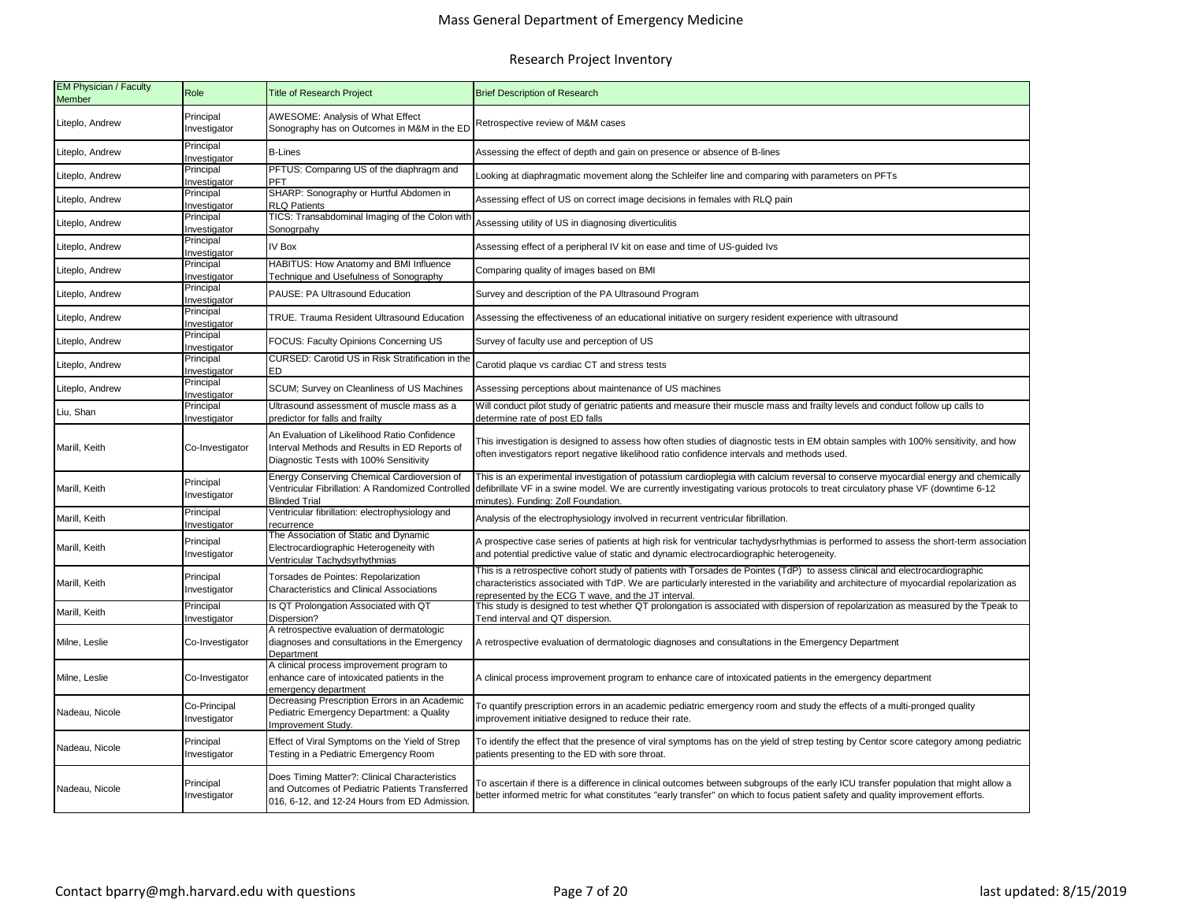| EM Physician / Faculty Member | Role | Title of Research Project | Brief Description of Research |
|---|---|---|---|
| Liteplo, Andrew | Principal Investigator | AWESOME: Analysis of What Effect Sonography has on Outcomes in M&M in the ED | Retrospective review of M&M cases |
| Liteplo, Andrew | Principal Investigator | B-Lines | Assessing the effect of depth and gain on presence or absence of B-lines |
| Liteplo, Andrew | Principal Investigator | PFTUS: Comparing US of the diaphragm and PFT | Looking at diaphragmatic movement along the Schleifer line and comparing with parameters on PFTs |
| Liteplo, Andrew | Principal Investigator | SHARP: Sonography or Hurtful Abdomen in RLQ Patients | Assessing effect of US on correct image decisions in females with RLQ pain |
| Liteplo, Andrew | Principal Investigator | TICS: Transabdominal Imaging of the Colon with Sonogrpahy | Assessing utility of US in diagnosing diverticulitis |
| Liteplo, Andrew | Principal Investigator | IV Box | Assessing effect of a peripheral IV kit on ease and time of US-guided Ivs |
| Liteplo, Andrew | Principal Investigator | HABITUS: How Anatomy and BMI Influence Technique and Usefulness of Sonography | Comparing quality of images based on BMI |
| Liteplo, Andrew | Principal Investigator | PAUSE: PA Ultrasound Education | Survey and description of the PA Ultrasound Program |
| Liteplo, Andrew | Principal Investigator | TRUE. Trauma Resident Ultrasound Education | Assessing the effectiveness of an educational initiative on surgery resident experience with ultrasound |
| Liteplo, Andrew | Principal Investigator | FOCUS: Faculty Opinions Concerning US | Survey of faculty use and perception of US |
| Liteplo, Andrew | Principal Investigator | CURSED: Carotid US in Risk Stratification in the ED | Carotid plaque vs cardiac CT and stress tests |
| Liteplo, Andrew | Principal Investigator | SCUM; Survey on Cleanliness of US Machines | Assessing perceptions about maintenance of US machines |
| Liu, Shan | Principal Investigator | Ultrasound assessment of muscle mass as a predictor for falls and frailty | Will conduct pilot study of geriatric patients and measure their muscle mass and frailty levels and conduct follow up calls to determine rate of post ED falls |
| Marill, Keith | Co-Investigator | An Evaluation of Likelihood Ratio Confidence Interval Methods and Results in ED Reports of Diagnostic Tests with 100% Sensitivity | This investigation is designed to assess how often studies of diagnostic tests in EM obtain samples with 100% sensitivity, and how often investigators report negative likelihood ratio confidence intervals and methods used. |
| Marill, Keith | Principal Investigator | Energy Conserving Chemical Cardioversion of Ventricular Fibrillation: A Randomized Controlled Blinded Trial | This is an experimental investigation of potassium cardioplegia with calcium reversal to conserve myocardial energy and chemically defibrillate VF in a swine model. We are currently investigating various protocols to treat circulatory phase VF (downtime 6-12 minutes). Funding: Zoll Foundation. |
| Marill, Keith | Principal Investigator | Ventricular fibrillation: electrophysiology and recurrence | Analysis of the electrophysiology involved in recurrent ventricular fibrillation. |
| Marill, Keith | Principal Investigator | The Association of Static and Dynamic Electrocardiographic Heterogeneity with Ventricular Tachydsyrhythmias | A prospective case series of patients at high risk for ventricular tachydysrhythmias is performed to assess the short-term association and potential predictive value of static and dynamic electrocardiographic heterogeneity. |
| Marill, Keith | Principal Investigator | Torsades de Pointes: Repolarization Characteristics and Clinical Associations | This is a retrospective cohort study of patients with Torsades de Pointes (TdP) to assess clinical and electrocardiographic characteristics associated with TdP. We are particularly interested in the variability and architecture of myocardial repolarization as represented by the ECG T wave, and the JT interval. |
| Marill, Keith | Principal Investigator | Is QT Prolongation Associated with QT Dispersion? | This study is designed to test whether QT prolongation is associated with dispersion of repolarization as measured by the Tpeak to Tend interval and QT dispersion. |
| Milne, Leslie | Co-Investigator | A retrospective evaluation of dermatologic diagnoses and consultations in the Emergency Department | A retrospective evaluation of dermatologic diagnoses and consultations in the Emergency Department |
| Milne, Leslie | Co-Investigator | A clinical process improvement program to enhance care of intoxicated patients in the emergency department | A clinical process improvement program to enhance care of intoxicated patients in the emergency department |
| Nadeau, Nicole | Co-Principal Investigator | Decreasing Prescription Errors in an Academic Pediatric Emergency Department: a Quality Improvement Study. | To quantify prescription errors in an academic pediatric emergency room and study the effects of a multi-pronged quality improvement initiative designed to reduce their rate. |
| Nadeau, Nicole | Principal Investigator | Effect of Viral Symptoms on the Yield of Strep Testing in a Pediatric Emergency Room | To identify the effect that the presence of viral symptoms has on the yield of strep testing by Centor score category among pediatric patients presenting to the ED with sore throat. |
| Nadeau, Nicole | Principal Investigator | Does Timing Matter?: Clinical Characteristics and Outcomes of Pediatric Patients Transferred 016, 6-12, and 12-24 Hours from ED Admission. | To ascertain if there is a difference in clinical outcomes between subgroups of the early ICU transfer population that might allow a better informed metric for what constitutes "early transfer" on which to focus patient safety and quality improvement efforts. |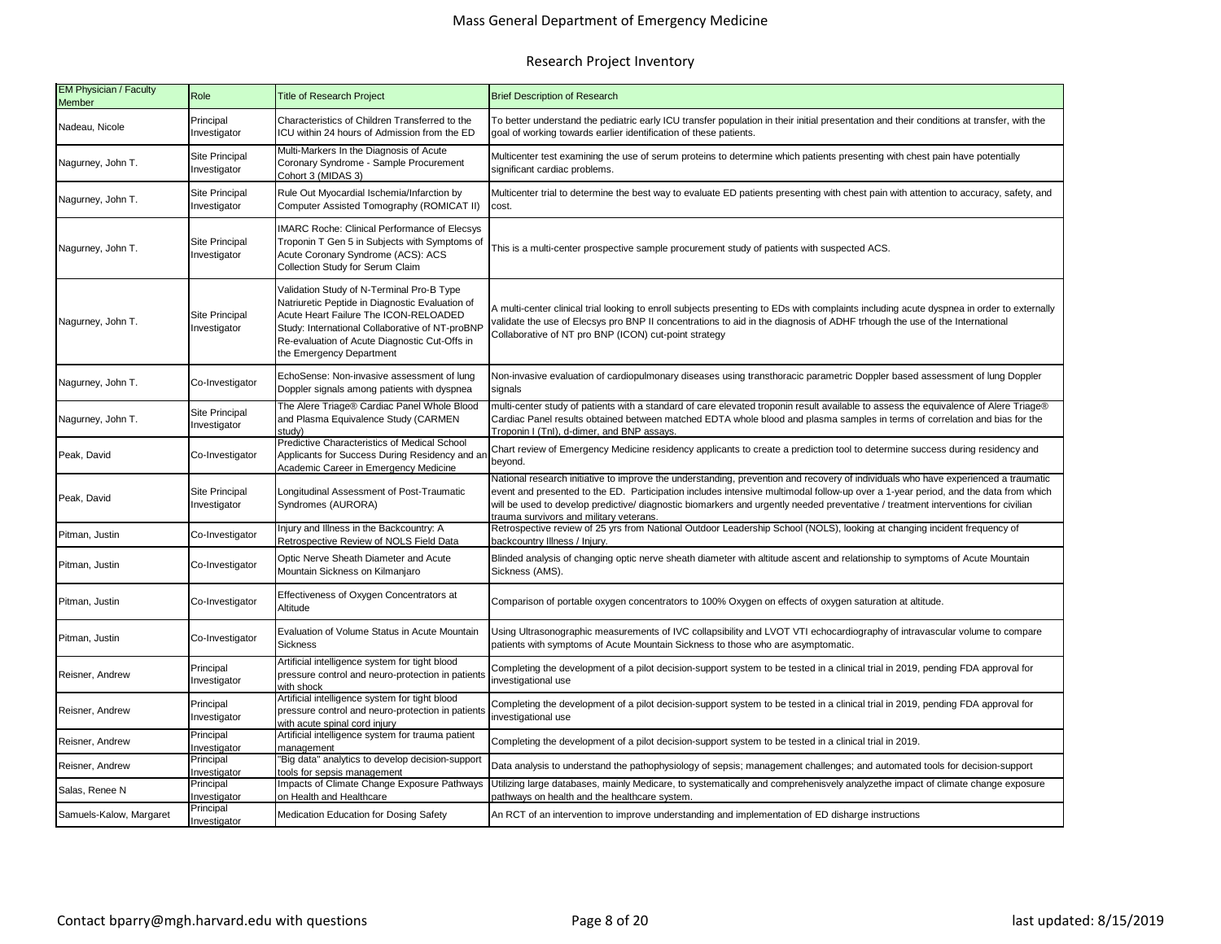# Mass General Department of Emergency Medicine

## Research Project Inventory

| EM Physician / Faculty Member | Role | Title of Research Project | Brief Description of Research |
|---|---|---|---|
| Nadeau, Nicole | Principal Investigator | Characteristics of Children Transferred to the ICU within 24 hours of Admission from the ED | To better understand the pediatric early ICU transfer population in their initial presentation and their conditions at transfer, with the goal of working towards earlier identification of these patients. |
| Nagurney, John T. | Site Principal Investigator | Multi-Markers In the Diagnosis of Acute Coronary Syndrome - Sample Procurement Cohort 3 (MIDAS 3) | Multicenter test examining the use of serum proteins to determine which patients presenting with chest pain have potentially significant cardiac problems. |
| Nagurney, John T. | Site Principal Investigator | Rule Out Myocardial Ischemia/Infarction by Computer Assisted Tomography (ROMICAT II) | Multicenter trial to determine the best way to evaluate ED patients presenting with chest pain with attention to accuracy, safety, and cost. |
| Nagurney, John T. | Site Principal Investigator | IMARC Roche: Clinical Performance of Elecsys Troponin T Gen 5 in Subjects with Symptoms of Acute Coronary Syndrome (ACS): ACS Collection Study for Serum Claim | This is a multi-center prospective sample procurement study of patients with suspected ACS. |
| Nagurney, John T. | Site Principal Investigator | Validation Study of N-Terminal Pro-B Type Natriuretic Peptide in Diagnostic Evaluation of Acute Heart Failure The ICON-RELOADED Study: International Collaborative of NT-proBNP Re-evaluation of Acute Diagnostic Cut-Offs in the Emergency Department | A multi-center clinical trial looking to enroll subjects presenting to EDs with complaints including acute dyspnea in order to externally validate the use of Elecsys pro BNP II concentrations to aid in the diagnosis of ADHF trhough the use of the International Collaborative of NT pro BNP (ICON) cut-point strategy |
| Nagurney, John T. | Co-Investigator | EchoSense: Non-invasive assessment of lung Doppler signals among patients with dyspnea | Non-invasive evaluation of cardiopulmonary diseases using transthoracic parametric Doppler based assessment of lung Doppler signals |
| Nagurney, John T. | Site Principal Investigator | The Alere Triage® Cardiac Panel Whole Blood and Plasma Equivalence Study (CARMEN study) | multi-center study of patients with a standard of care elevated troponin result available to assess the equivalence of Alere Triage® Cardiac Panel results obtained between matched EDTA whole blood and plasma samples in terms of correlation and bias for the Troponin I (TnI), d-dimer, and BNP assays. |
| Peak, David | Co-Investigator | Predictive Characteristics of Medical School Applicants for Success During Residency and an Academic Career in Emergency Medicine | Chart review of Emergency Medicine residency applicants to create a prediction tool to determine success during residency and beyond. |
| Peak, David | Site Principal Investigator | Longitudinal Assessment of Post-Traumatic Syndromes (AURORA) | National research initiative to improve the understanding, prevention and recovery of individuals who have experienced a traumatic event and presented to the ED. Participation includes intensive multimodal follow-up over a 1-year period, and the data from which will be used to develop predictive/ diagnostic biomarkers and urgently needed preventative / treatment interventions for civilian trauma survivors and military veterans. |
| Pitman, Justin | Co-Investigator | Injury and Illness in the Backcountry: A Retrospective Review of NOLS Field Data | Retrospective review of 25 yrs from National Outdoor Leadership School (NOLS), looking at changing incident frequency of backcountry Illness / Injury. |
| Pitman, Justin | Co-Investigator | Optic Nerve Sheath Diameter and Acute Mountain Sickness on Kilmanjaro | Blinded analysis of changing optic nerve sheath diameter with altitude ascent and relationship to symptoms of Acute Mountain Sickness (AMS). |
| Pitman, Justin | Co-Investigator | Effectiveness of Oxygen Concentrators at Altitude | Comparison of portable oxygen concentrators to 100% Oxygen on effects of oxygen saturation at altitude. |
| Pitman, Justin | Co-Investigator | Evaluation of Volume Status in Acute Mountain Sickness | Using Ultrasonographic measurements of IVC collapsibility and LVOT VTI echocardiography of intravascular volume to compare patients with symptoms of Acute Mountain Sickness to those who are asymptomatic. |
| Reisner, Andrew | Principal Investigator | Artificial intelligence system for tight blood pressure control and neuro-protection in patients with shock | Completing the development of a pilot decision-support system to be tested in a clinical trial in 2019, pending FDA approval for investigational use |
| Reisner, Andrew | Principal Investigator | Artificial intelligence system for tight blood pressure control and neuro-protection in patients with acute spinal cord injury | Completing the development of a pilot decision-support system to be tested in a clinical trial in 2019, pending FDA approval for investigational use |
| Reisner, Andrew | Principal Investigator | Artificial intelligence system for trauma patient management | Completing the development of a pilot decision-support system to be tested in a clinical trial in 2019. |
| Reisner, Andrew | Principal Investigator | "Big data" analytics to develop decision-support tools for sepsis management | Data analysis to understand the pathophysiology of sepsis; management challenges; and automated tools for decision-support |
| Salas, Renee N | Principal Investigator | Impacts of Climate Change Exposure Pathways on Health and Healthcare | Utilizing large databases, mainly Medicare, to systematically and comprehenisvely analyzethe impact of climate change exposure pathways on health and the healthcare system. |
| Samuels-Kalow, Margaret | Principal Investigator | Medication Education for Dosing Safety | An RCT of an intervention to improve understanding and implementation of ED disharge instructions |

Contact bparry@mgh.harvard.edu with questions

last updated: 8/15/2019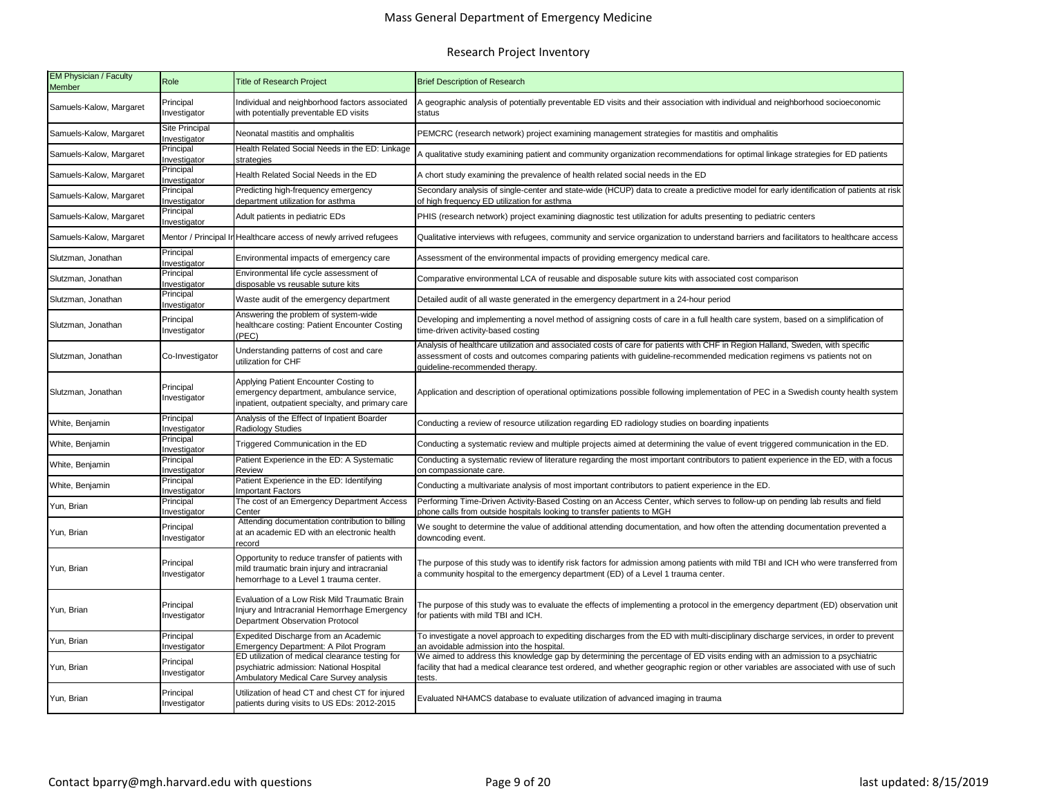# Mass General Department of Emergency Medicine

## Research Project Inventory

| EM Physician / Faculty Member | Role | Title of Research Project | Brief Description of Research |
|---|---|---|---|
| Samuels-Kalow, Margaret | Principal Investigator | Individual and neighborhood factors associated with potentially preventable ED visits | A geographic analysis of potentially preventable ED visits and their association with individual and neighborhood socioeconomic status |
| Samuels-Kalow, Margaret | Site Principal Investigator | Neonatal mastitis and omphalitis | PEMCRC (research network) project examining management strategies for mastitis and omphalitis |
| Samuels-Kalow, Margaret | Principal Investigator | Health Related Social Needs in the ED: Linkage strategies | A qualitative study examining patient and community organization recommendations for optimal linkage strategies for ED patients |
| Samuels-Kalow, Margaret | Principal Investigator | Health Related Social Needs in the ED | A chort study examining the prevalence of health related social needs in the ED |
| Samuels-Kalow, Margaret | Principal Investigator | Predicting high-frequency emergency department utilization for asthma | Secondary analysis of single-center and state-wide (HCUP) data to create a predictive model for early identification of patients at risk of high frequency ED utilization for asthma |
| Samuels-Kalow, Margaret | Principal Investigator | Adult patients in pediatric EDs | PHIS (research network) project examining diagnostic test utilization for adults presenting to pediatric centers |
| Samuels-Kalow, Margaret | Mentor / Principal In | Healthcare access of newly arrived refugees | Qualitative interviews with refugees, community and service organization to understand barriers and facilitators to healthcare access |
| Slutzman, Jonathan | Principal Investigator | Environmental impacts of emergency care | Assessment of the environmental impacts of providing emergency medical care. |
| Slutzman, Jonathan | Principal Investigator | Environmental life cycle assessment of disposable vs reusable suture kits | Comparative environmental LCA of reusable and disposable suture kits with associated cost comparison |
| Slutzman, Jonathan | Principal Investigator | Waste audit of the emergency department | Detailed audit of all waste generated in the emergency department in a 24-hour period |
| Slutzman, Jonathan | Principal Investigator | Answering the problem of system-wide healthcare costing: Patient Encounter Costing (PEC) | Developing and implementing a novel method of assigning costs of care in a full health care system, based on a simplification of time-driven activity-based costing |
| Slutzman, Jonathan | Co-Investigator | Understanding patterns of cost and care utilization for CHF | Analysis of healthcare utilization and associated costs of care for patients with CHF in Region Halland, Sweden, with specific assessment of costs and outcomes comparing patients with guideline-recommended medication regimens vs patients not on guideline-recommended therapy. |
| Slutzman, Jonathan | Principal Investigator | Applying Patient Encounter Costing to emergency department, ambulance service, inpatient, outpatient specialty, and primary care | Application and description of operational optimizations possible following implementation of PEC in a Swedish county health system |
| White, Benjamin | Principal Investigator | Analysis of the Effect of Inpatient Boarder Radiology Studies | Conducting a review of resource utilization regarding ED radiology studies on boarding inpatients |
| White, Benjamin | Principal Investigator | Triggered Communication in the ED | Conducting a systematic review and multiple projects aimed at determining the value of event triggered communication in the ED. |
| White, Benjamin | Principal Investigator | Patient Experience in the ED: A Systematic Review | Conducting a systematic review of literature regarding the most important contributors to patient experience in the ED, with a focus on compassionate care. |
| White, Benjamin | Principal Investigator | Patient Experience in the ED: Identifying Important Factors | Conducting a multivariate analysis of most important contributors to patient experience in the ED. |
| Yun, Brian | Principal Investigator | The cost of an Emergency Department Access Center | Performing Time-Driven Activity-Based Costing on an Access Center, which serves to follow-up on pending lab results and field phone calls from outside hospitals looking to transfer patients to MGH |
| Yun, Brian | Principal Investigator | Attending documentation contribution to billing at an academic ED with an electronic health record | We sought to determine the value of additional attending documentation, and how often the attending documentation prevented a downcoding event. |
| Yun, Brian | Principal Investigator | Opportunity to reduce transfer of patients with mild traumatic brain injury and intracranial hemorrhage to a Level 1 trauma center. | The purpose of this study was to identify risk factors for admission among patients with mild TBI and ICH who were transferred from a community hospital to the emergency department (ED) of a Level 1 trauma center. |
| Yun, Brian | Principal Investigator | Evaluation of a Low Risk Mild Traumatic Brain Injury and Intracranial Hemorrhage Emergency Department Observation Protocol | The purpose of this study was to evaluate the effects of implementing a protocol in the emergency department (ED) observation unit for patients with mild TBI and ICH. |
| Yun, Brian | Principal Investigator | Expedited Discharge from an Academic Emergency Department: A Pilot Program | To investigate a novel approach to expediting discharges from the ED with multi-disciplinary discharge services, in order to prevent an avoidable admission into the hospital. |
| Yun, Brian | Principal Investigator | ED utilization of medical clearance testing for psychiatric admission: National Hospital Ambulatory Medical Care Survey analysis | We aimed to address this knowledge gap by determining the percentage of ED visits ending with an admission to a psychiatric facility that had a medical clearance test ordered, and whether geographic region or other variables are associated with use of such tests. |
| Yun, Brian | Principal Investigator | Utilization of head CT and chest CT for injured patients during visits to US EDs: 2012-2015 | Evaluated NHAMCS database to evaluate utilization of advanced imaging in trauma |

Contact bparry@mgh.harvard.edu with questions

last updated: 8/15/2019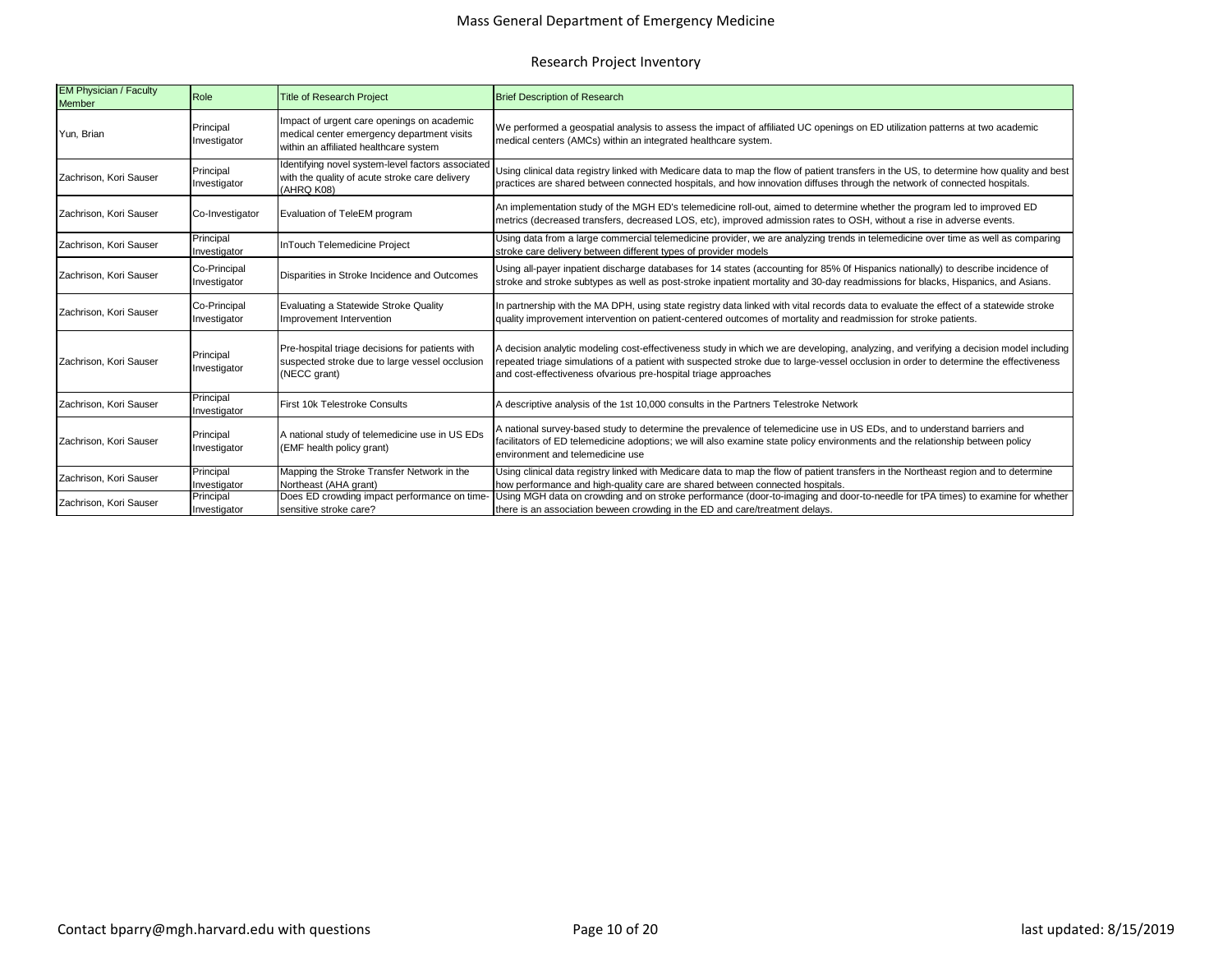Mass General Department of Emergency Medicine

Research Project Inventory

| EM Physician / Faculty Member | Role | Title of Research Project | Brief Description of Research |
|---|---|---|---|
| Yun, Brian | Principal Investigator | Impact of urgent care openings on academic medical center emergency department visits within an affiliated healthcare system | We performed a geospatial analysis to assess the impact of affiliated UC openings on ED utilization patterns at two academic medical centers (AMCs) within an integrated healthcare system. |
| Zachrison, Kori Sauser | Principal Investigator | Identifying novel system-level factors associated with the quality of acute stroke care delivery (AHRQ K08) | Using clinical data registry linked with Medicare data to map the flow of patient transfers in the US, to determine how quality and best practices are shared between connected hospitals, and how innovation diffuses through the network of connected hospitals. |
| Zachrison, Kori Sauser | Co-Investigator | Evaluation of TeleEM program | An implementation study of the MGH ED's telemedicine roll-out, aimed to determine whether the program led to improved ED metrics (decreased transfers, decreased LOS, etc), improved admission rates to OSH, without a rise in adverse events. |
| Zachrison, Kori Sauser | Principal Investigator | InTouch Telemedicine Project | Using data from a large commercial telemedicine provider, we are analyzing trends in telemedicine over time as well as comparing stroke care delivery between different types of provider models |
| Zachrison, Kori Sauser | Co-Principal Investigator | Disparities in Stroke Incidence and Outcomes | Using all-payer inpatient discharge databases for 14 states (accounting for 85% 0f Hispanics nationally) to describe incidence of stroke and stroke subtypes as well as post-stroke inpatient mortality and 30-day readmissions for blacks, Hispanics, and Asians. |
| Zachrison, Kori Sauser | Co-Principal Investigator | Evaluating a Statewide Stroke Quality Improvement Intervention | In partnership with the MA DPH, using state registry data linked with vital records data to evaluate the effect of a statewide stroke quality improvement intervention on patient-centered outcomes of mortality and readmission for stroke patients. |
| Zachrison, Kori Sauser | Principal Investigator | Pre-hospital triage decisions for patients with suspected stroke due to large vessel occlusion (NECC grant) | A decision analytic modeling cost-effectiveness study in which we are developing, analyzing, and verifying a decision model including repeated triage simulations of a patient with suspected stroke due to large-vessel occlusion in order to determine the effectiveness and cost-effectiveness ofvarious pre-hospital triage approaches |
| Zachrison, Kori Sauser | Principal Investigator | First 10k Telestroke Consults | A descriptive analysis of the 1st 10,000 consults in the Partners Telestroke Network |
| Zachrison, Kori Sauser | Principal Investigator | A national study of telemedicine use in US EDs (EMF health policy grant) | A national survey-based study to determine the prevalence of telemedicine use in US EDs, and to understand barriers and facilitators of ED telemedicine adoptions; we will also examine state policy environments and the relationship between policy environment and telemedicine use |
| Zachrison, Kori Sauser | Principal Investigator | Mapping the Stroke Transfer Network in the Northeast (AHA grant) | Using clinical data registry linked with Medicare data to map the flow of patient transfers in the Northeast region and to determine how performance and high-quality care are shared between connected hospitals. |
| Zachrison, Kori Sauser | Principal Investigator | Does ED crowding impact performance on time-sensitive stroke care? | Using MGH data on crowding and on stroke performance (door-to-imaging and door-to-needle for tPA times) to examine for whether there is an association beween crowding in the ED and care/treatment delays. |

Contact bparry@mgh.harvard.edu with questions

last updated: 8/15/2019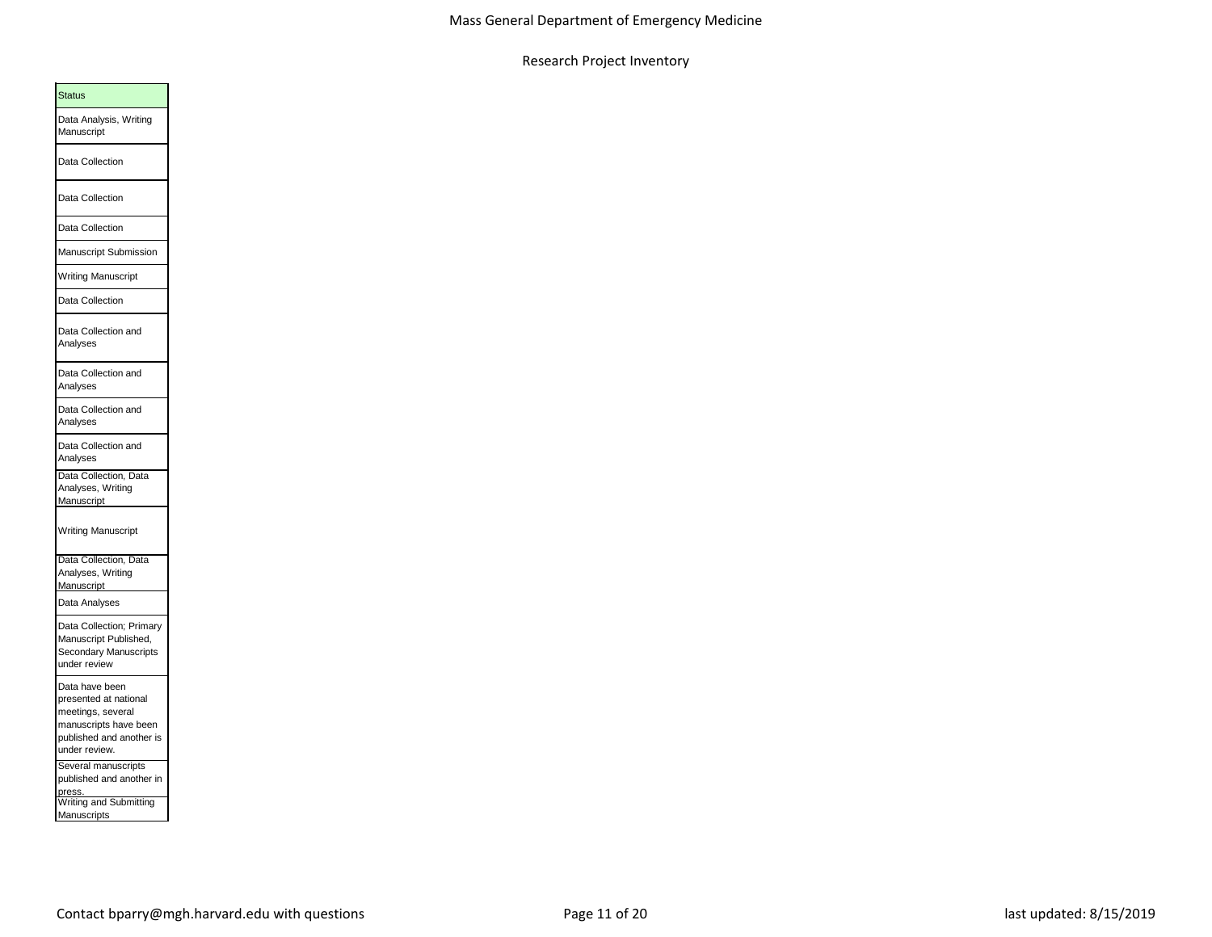| Status |
| --- |
| Data Analysis, Writing Manuscript |
| Data Collection |
| Data Collection |
| Data Collection |
| Manuscript Submission |
| Writing Manuscript |
| Data Collection |
| Data Collection and Analyses |
| Data Collection and Analyses |
| Data Collection and Analyses |
| Data Collection and Analyses |
| Data Collection, Data Analyses, Writing Manuscript |
| Writing Manuscript |
| Data Collection, Data Analyses, Writing Manuscript |
| Data Analyses |
| Data Collection; Primary Manuscript Published, Secondary Manuscripts under review |
| Data have been presented at national meetings, several manuscripts have been published and another is under review. |
| Several manuscripts published and another in press. |
| Writing and Submitting Manuscripts |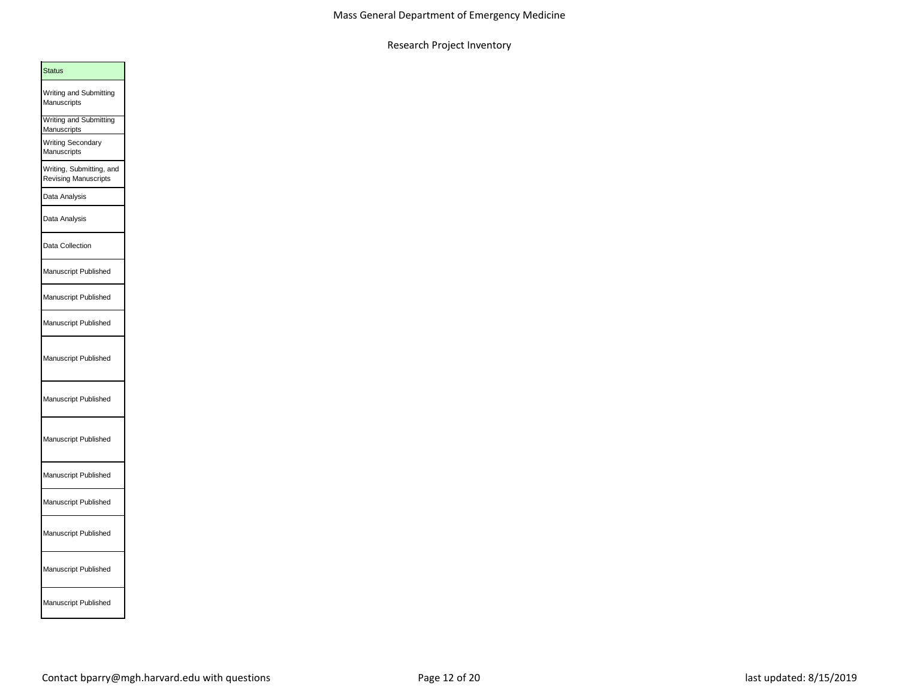| Status |
|---|
| Writing and Submitting Manuscripts |
| Writing and Submitting Manuscripts |
| Writing Secondary Manuscripts |
| Writing, Submitting, and Revising Manuscripts |
| Data Analysis |
| Data Analysis |
| Data Collection |
| Manuscript Published |
| Manuscript Published |
| Manuscript Published |
| Manuscript Published |
| Manuscript Published |
| Manuscript Published |
| Manuscript Published |
| Manuscript Published |
| Manuscript Published |
| Manuscript Published |
| Manuscript Published |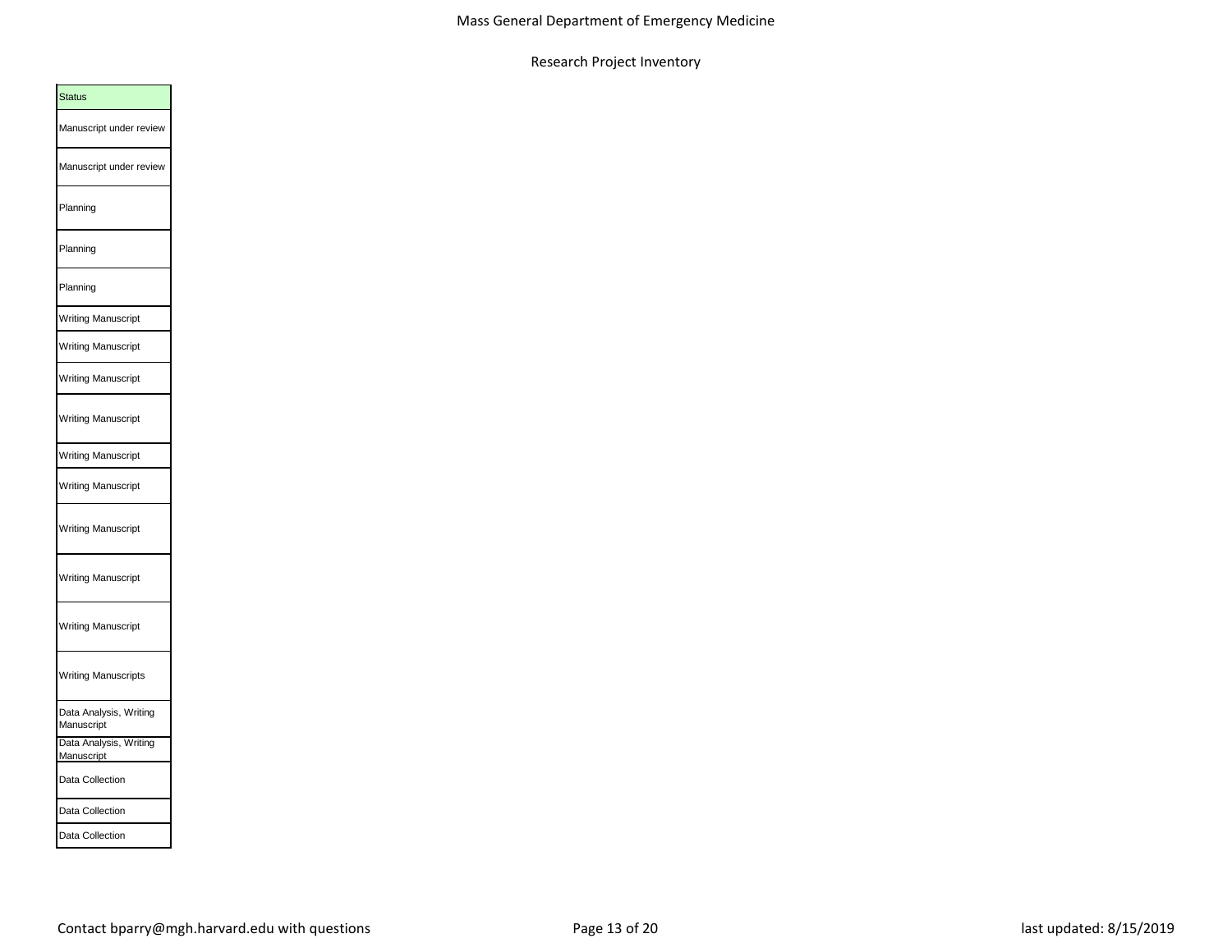| Status |
| --- |
| Manuscript under review |
| Manuscript under review |
| Planning |
| Planning |
| Planning |
| Writing Manuscript |
| Writing Manuscript |
| Writing Manuscript |
| Writing Manuscript |
| Writing Manuscript |
| Writing Manuscript |
| Writing Manuscript |
| Writing Manuscript |
| Writing Manuscript |
| Writing Manuscripts |
| Data Analysis, Writing Manuscript |
| Data Analysis, Writing Manuscript |
| Data Collection |
| Data Collection |
| Data Collection |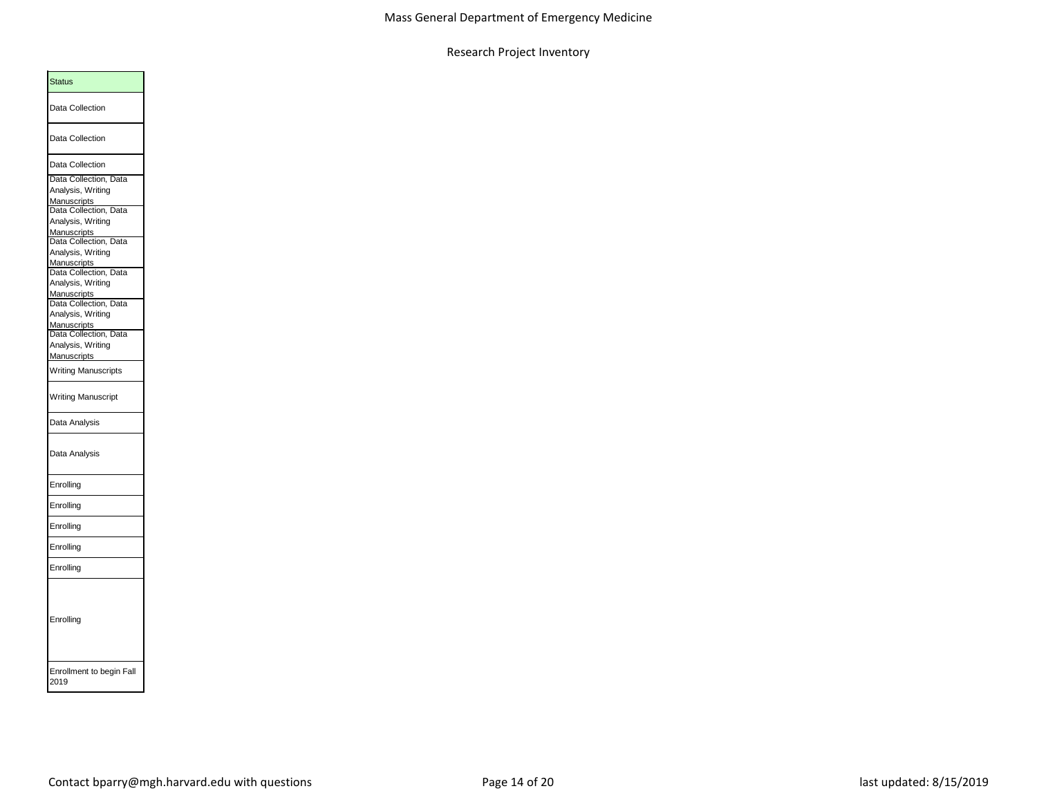| Status |
| --- |
| Data Collection |
| Data Collection |
| Data Collection |
| Data Collection, Data Analysis, Writing Manuscripts |
| Data Collection, Data Analysis, Writing Manuscripts |
| Data Collection, Data Analysis, Writing Manuscripts |
| Data Collection, Data Analysis, Writing Manuscripts |
| Data Collection, Data Analysis, Writing Manuscripts |
| Data Collection, Data Analysis, Writing Manuscripts |
| Writing Manuscripts |
| Writing Manuscript |
| Data Analysis |
| Data Analysis |
| Enrolling |
| Enrolling |
| Enrolling |
| Enrolling |
| Enrolling |
| Enrolling |
| Enrollment to begin Fall 2019 |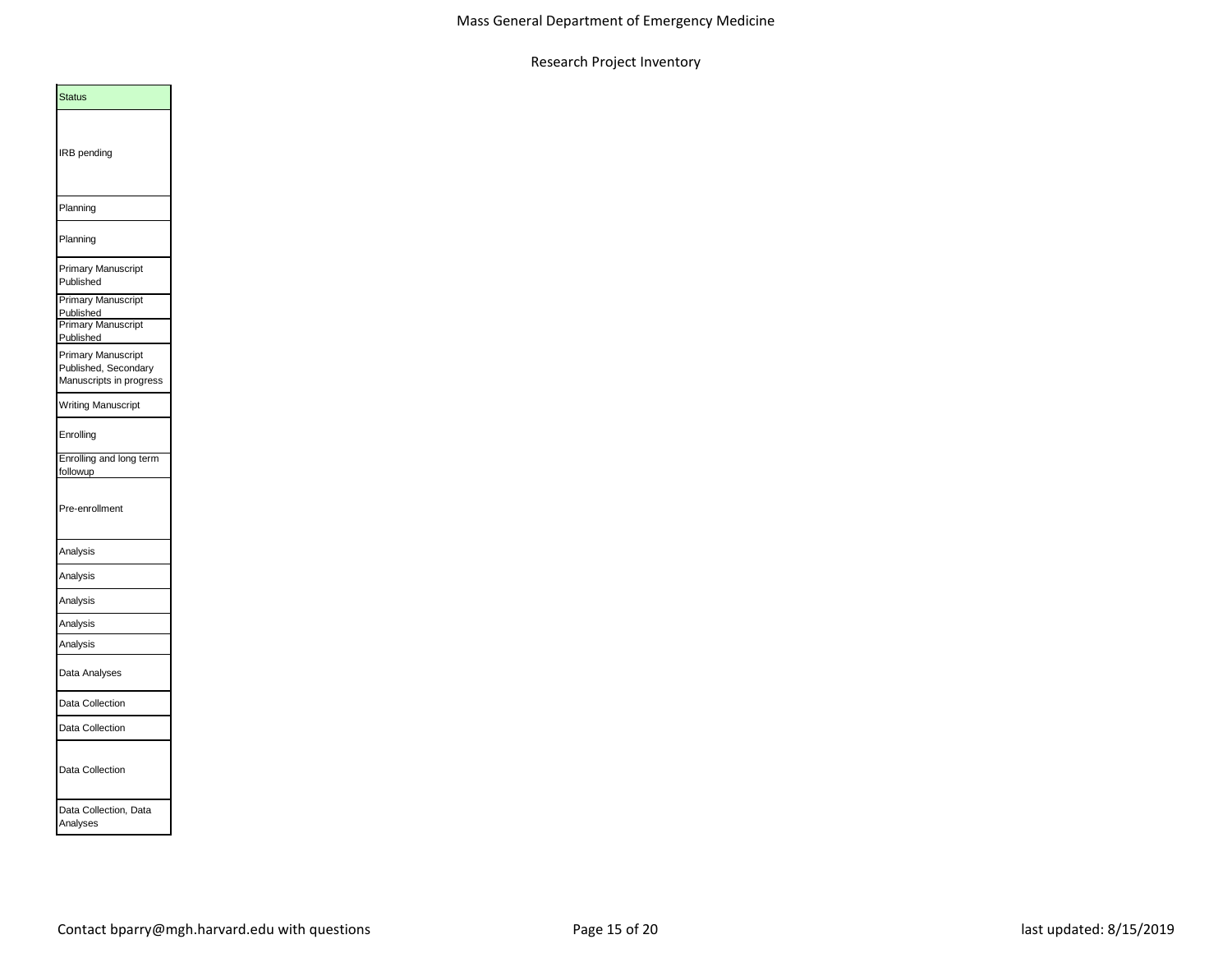| Status |
|---|
| IRB pending |
| Planning |
| Planning |
| Primary Manuscript Published |
| Primary Manuscript Published |
| Primary Manuscript Published |
| Primary Manuscript Published, Secondary Manuscripts in progress |
| Writing Manuscript |
| Enrolling |
| Enrolling and long term followup |
| Pre-enrollment |
| Analysis |
| Analysis |
| Analysis |
| Analysis |
| Analysis |
| Data Analyses |
| Data Collection |
| Data Collection |
| Data Collection |
| Data Collection, Data Analyses |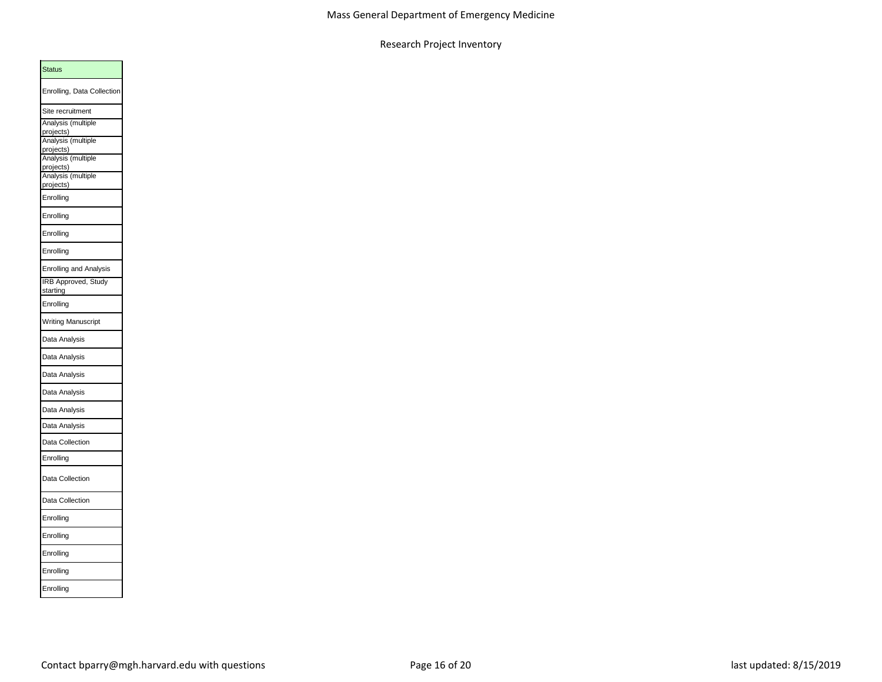| Status |
|---|
| Enrolling, Data Collection |
| Site recruitment |
| Analysis (multiple projects) |
| Analysis (multiple projects) |
| Analysis (multiple projects) |
| Analysis (multiple projects) |
| Enrolling |
| Enrolling |
| Enrolling |
| Enrolling |
| Enrolling and Analysis |
| IRB Approved, Study starting |
| Enrolling |
| Writing Manuscript |
| Data Analysis |
| Data Analysis |
| Data Analysis |
| Data Analysis |
| Data Analysis |
| Data Analysis |
| Data Collection |
| Enrolling |
| Data Collection |
| Data Collection |
| Enrolling |
| Enrolling |
| Enrolling |
| Enrolling |
| Enrolling |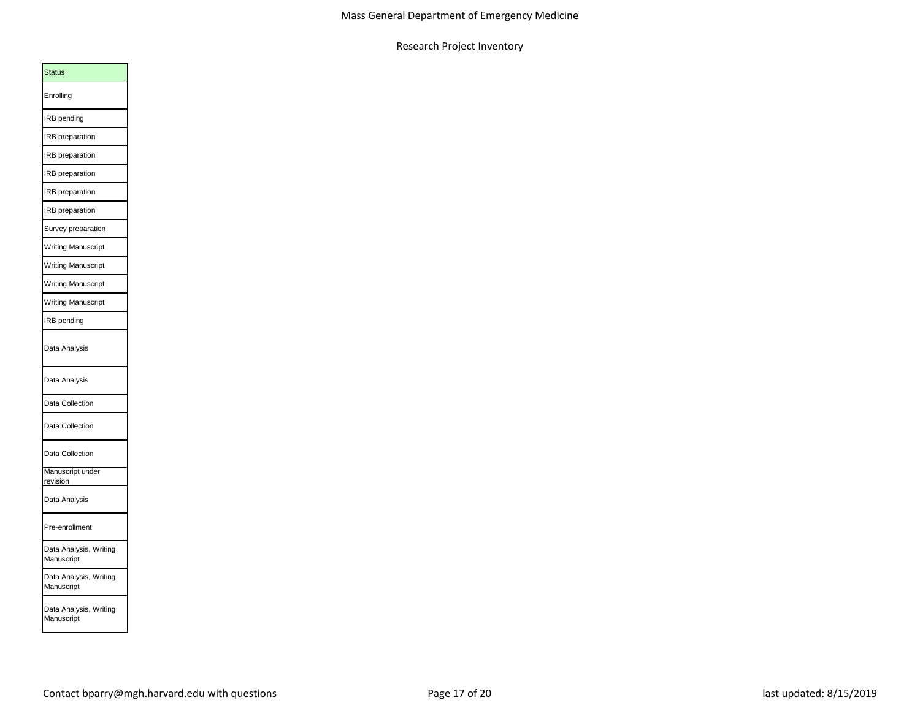| Status |
| --- |
| Enrolling |
| IRB pending |
| IRB preparation |
| IRB preparation |
| IRB preparation |
| IRB preparation |
| IRB preparation |
| Survey preparation |
| Writing Manuscript |
| Writing Manuscript |
| Writing Manuscript |
| Writing Manuscript |
| IRB pending |
| Data Analysis |
| Data Analysis |
| Data Collection |
| Data Collection |
| Data Collection |
| Manuscript under revision |
| Data Analysis |
| Pre-enrollment |
| Data Analysis, Writing Manuscript |
| Data Analysis, Writing Manuscript |
| Data Analysis, Writing Manuscript |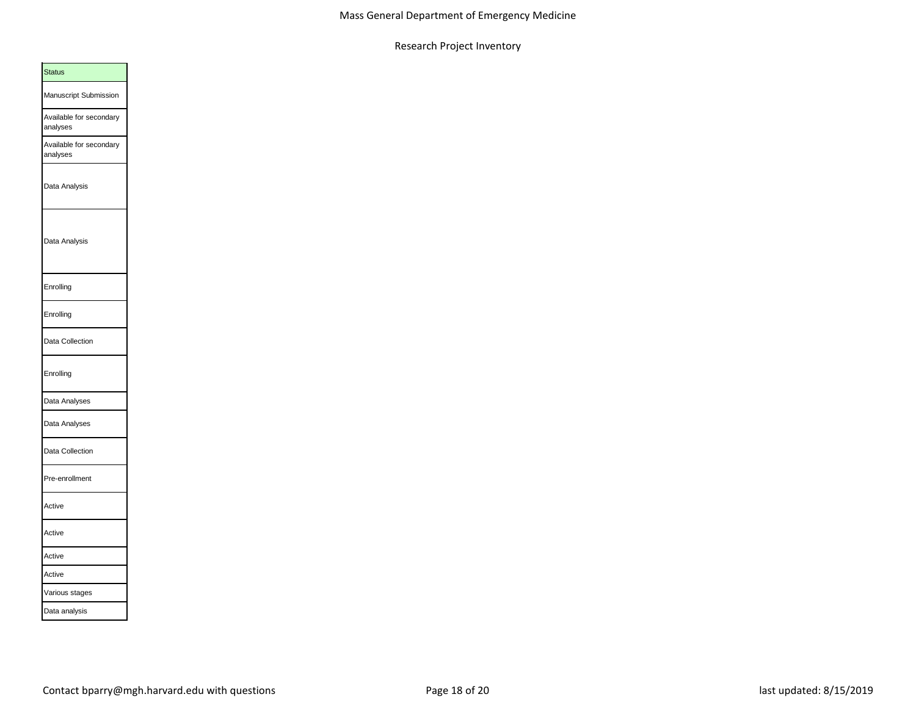| Status |
| --- |
| Manuscript Submission |
| Available for secondary analyses |
| Available for secondary analyses |
| Data Analysis |
| Data Analysis |
| Enrolling |
| Enrolling |
| Data Collection |
| Enrolling |
| Data Analyses |
| Data Analyses |
| Data Collection |
| Pre-enrollment |
| Active |
| Active |
| Active |
| Active |
| Various stages |
| Data analysis |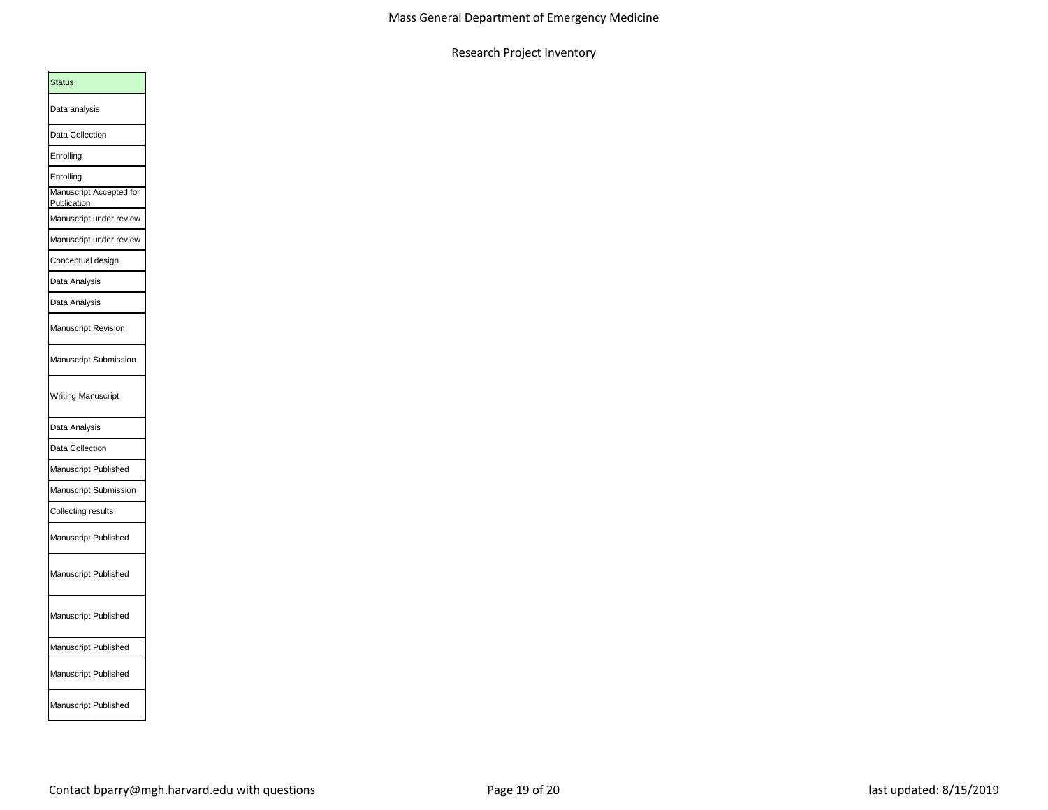| Status |
|---|
| Data analysis |
| Data Collection |
| Enrolling |
| Enrolling |
| Manuscript Accepted for Publication |
| Manuscript under review |
| Manuscript under review |
| Conceptual design |
| Data Analysis |
| Data Analysis |
| Manuscript Revision |
| Manuscript Submission |
| Writing Manuscript |
| Data Analysis |
| Data Collection |
| Manuscript Published |
| Manuscript Submission |
| Collecting results |
| Manuscript Published |
| Manuscript Published |
| Manuscript Published |
| Manuscript Published |
| Manuscript Published |
| Manuscript Published |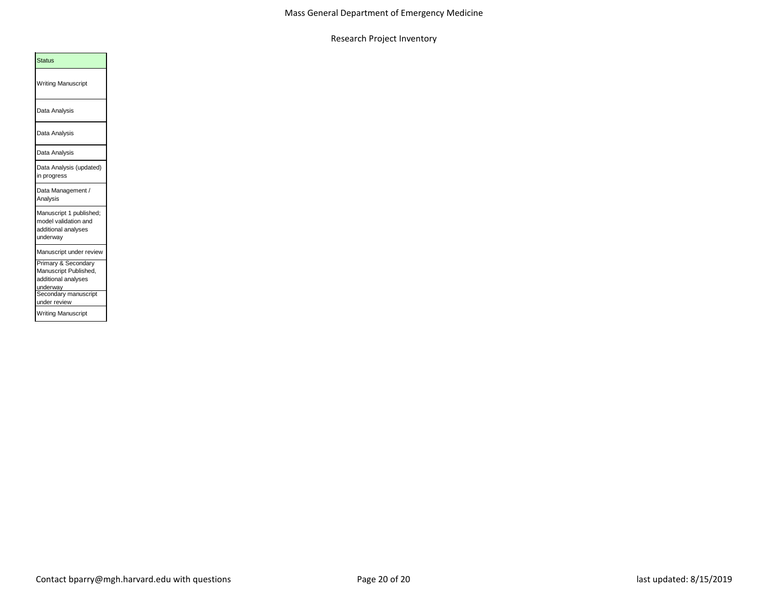| Status |
| --- |
| Writing Manuscript |
| Data Analysis |
| Data Analysis |
| Data Analysis |
| Data Analysis (updated) in progress |
| Data Management / Analysis |
| Manuscript 1 published; model validation and additional analyses underway |
| Manuscript under review |
| Primary & Secondary Manuscript Published, additional analyses underway |
| Secondary manuscript under review |
| Writing Manuscript |